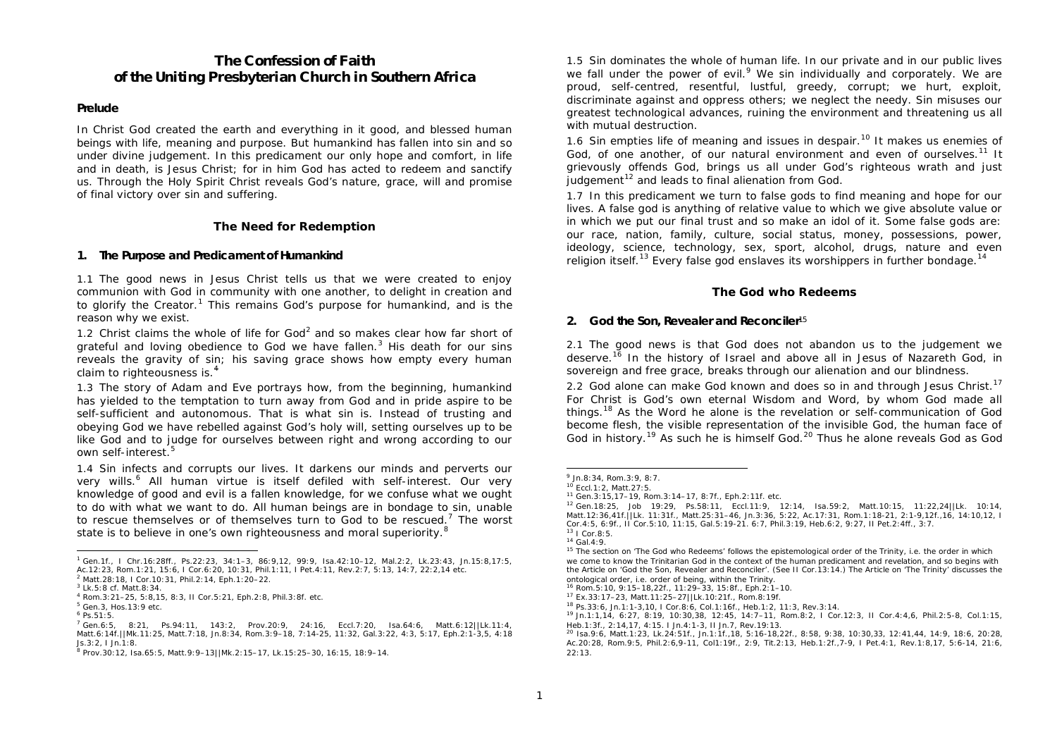# The Confession of Faith of the Uniting Presbyterian Church in Southern Africa

### Prelude

In Christ God created the earth and everything in it good, and blessed human beings with life, meaning and purpose. But humankind has fallen into sin and so under divine judgement. In this predicament our only hope and comfort, in life and in death, is Jesus Christ; for in him God has acted to redeem and sanctify us. Through the Holy Spirit Christ reveals God's nature, grace, will and promise of final victory over sin and suffering.

## The Need for Redemption

### 1. The Purpose and Predicament of Humankind

1.1 The good news in Jesus Christ tells us that we were created to enjoy communion with God in community with one another, to delight in creation and to glorify the Creator.[1] This remains God's purpose for humankind, and is the reason why we exist.

1.2 Christ claims the whole of life for God[2] and so makes clear how far short of grateful and loving obedience to God we have fallen.[3] His death for our sins reveals the gravity of sin; his saving grace shows how empty every human claim to righteousness is.[4]

1.3 The story of Adam and Eve portrays how, from the beginning, humankind has yielded to the temptation to turn away from God and in pride aspire to be self-sufficient and autonomous. That is what sin is. Instead of trusting and obeying God we have rebelled against God's holy will, setting ourselves up to be like God and to judge for ourselves between right and wrong according to our own self-interest.[5]

1.4 Sin infects and corrupts our lives. It darkens our minds and perverts our very wills.[6] All human virtue is itself defiled with self-interest. Our very knowledge of good and evil is a fallen knowledge, for we confuse what we ought to do with what we want to do. All human beings are in bondage to sin, unable to rescue themselves or of themselves turn to God to be rescued.[7] The worst state is to believe in one's own righteousness and moral superiority.[8]

1.5 Sin dominates the whole of human life. In our private and in our public lives we fall under the power of evil.[9] We sin individually and corporately. We are proud, self-centred, resentful, lustful, greedy, corrupt; we hurt, exploit, discriminate against and oppress others; we neglect the needy. Sin misuses our greatest technological advances, ruining the environment and threatening us all with mutual destruction.

1.6 Sin empties life of meaning and issues in despair.[10] It makes us enemies of God, of one another, of our natural environment and even of ourselves.[11] It grievously offends God, brings us all under God's righteous wrath and just judgement[12] and leads to final alienation from God.

1.7 In this predicament we turn to false gods to find meaning and hope for our lives. A false god is anything of relative value to which we give absolute value or in which we put our final trust and so make an idol of it. Some false gods are: our race, nation, family, culture, social status, money, possessions, power, ideology, science, technology, sex, sport, alcohol, drugs, nature and even religion itself.[13] Every false god enslaves its worshippers in further bondage.[14]

## The God who Redeems

### 2. God the Son, Revealer and Reconciler[15]

2.1 The good news is that God does not abandon us to the judgement we deserve.[16] In the history of Israel and above all in Jesus of Nazareth God, in sovereign and free grace, breaks through our alienation and our blindness.

2.2 God alone can make God known and does so in and through Jesus Christ.[17] For Christ is God's own eternal Wisdom and Word, by whom God made all things.[18] As the Word he alone is the revelation or self-communication of God become flesh, the visible representation of the invisible God, the human face of God in history.[19] As such he is himself God.[20] Thus he alone reveals God as God

---

[1] Gen.1f., I Chr.16:28ff., Ps.22:23, 34:1–3, 86:9,12, 99:9, Isa.42:10–12, Mal.2:2, Lk.23:43, Jn.15:8,17:5, Ac.12:23, Rom.1:21, 15:6, I Cor.6:20, 10:31, Phil.1:11, I Pet.4:11, Rev.2:7, 5:13, 14:7, 22:2,14 etc.
[2] Matt.28:18, I Cor.10:31, Phil.2:14, Eph.1:20–22.
[3] Lk.5:8 cf. Matt.8:34.
[4] Rom.3:21–25, 5:8,15, 8:3, II Cor.5:21, Eph.2:8, Phil.3:8f. etc.
[5] Gen.3, Hos.13:9 etc.
[6] Ps.51:5.
[7] Gen.6:5, 8:21, Ps.94:11, 143:2, Prov.20:9, 24:16, Eccl.7:20, Isa.64:6, Matt.6:12||Lk.11:4, Matt.6:14f.||Mk.11:25, Matt.7:18, Jn.8:34, Rom.3:9–18, 7:14-25, 11:32, Gal.3:22, 4:3, 5:17, Eph.2:1-3,5, 4:18 Js.3:2, I Jn.1:8.
[8] Prov.30:12, Isa.65:5, Matt.9:9–13||Mk.2:15–17, Lk.15:25–30, 16:15, 18:9–14.
[9] Jn.8:34, Rom.3:9, 8:7.
[10] Eccl.1:2, Matt.27:5.
[11] Gen.3:15,17–19, Rom.3:14–17, 8:7f., Eph.2:11f. etc.
[12] Gen.18:25, Job 19:29, Ps.58:11, Eccl.11:9, 12:14, Isa.59:2, Matt.10:15, 11:22,24||Lk. 10:14, Matt.12:36,41f.||Lk. 11:31f., Matt.25:31–46, Jn.3:36, 5:22, Ac.17:31, Rom.1:18-21, 2:1-9,12f.,16, 14:10,12, I Cor.4:5, 6:9f., II Cor.5:10, 11:15, Gal.5:19-21. 6:7, Phil.3:19, Heb.6:2, 9:27, II Pet.2:4ff., 3:7.
[13] I Cor.8:5.
[14] Gal.4:9.
[15] The section on 'The God who Redeems' follows the epistemological order of the Trinity, i.e. the order in which we come to know the Trinitarian God in the context of the human predicament and revelation, and so begins with the Article on 'God the Son, Revealer and Reconciler'. (See II Cor.13:14.) The Article on 'The Trinity' discusses the ontological order, i.e. order of being, within the Trinity.
[16] Rom.5:10, 9:15–18,22f., 11:29–33, 15:8f., Eph.2:1–10.
[17] Ex.33:17–23, Matt.11:25–27||Lk.10:21f., Rom.8:19f.
[18] Ps.33:6, Jn.1:1-3,10, I Cor.8:6, Col.1:16f., Heb.1:2, 11:3, Rev.3:14.
[19] Jn.1:1,14, 6:27, 8:19, 10:30,38, 12:45, 14:7–11, Rom.8:2, I Cor.12:3, II Cor.4:4,6, Phil.2:5-8, Col.1:15, Heb.1:3f., 2:14,17, 4:15. I Jn.4:1-3, II Jn.7, Rev.19:13.
[20] Isa.9:6, Matt.1:23, Lk.24:51f., Jn.1:1f.,18, 5:16-18,22f., 8:58, 9:38, 10:30,33, 12:41,44, 14:9, 18:6, 20:28, Ac.20:28, Rom.9:5, Phil.2:6,9-11, Col1:19f., 2:9, Tit.2:13, Heb.1:2f.,7-9, I Pet.4:1, Rev.1:8,17, 5:6-14, 21:6, 22:13.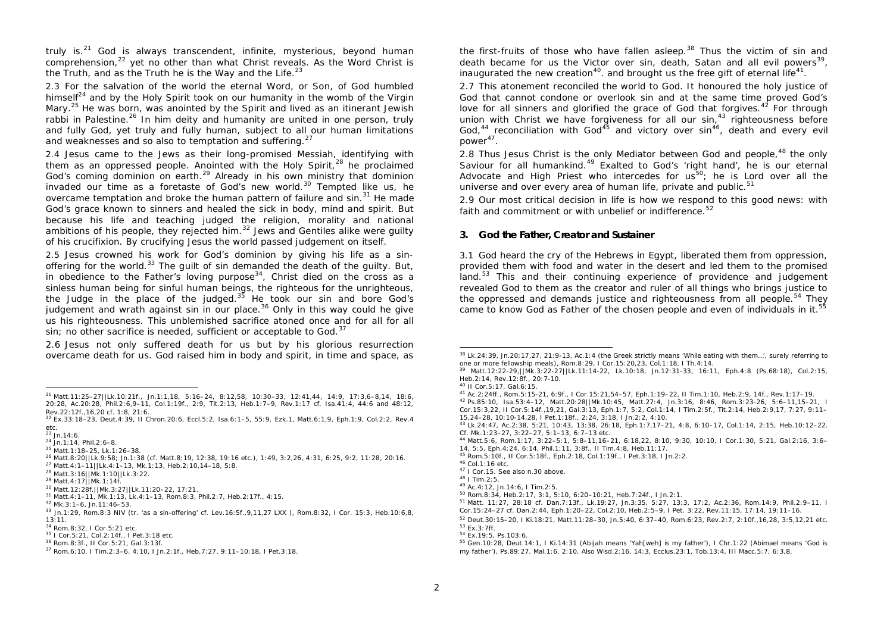truly is.[21] God is always transcendent, infinite, mysterious, beyond human comprehension,[22] yet no other than what Christ reveals. As the Word Christ is the Truth, and as the Truth he is the Way and the Life.[23]

2.3 For the salvation of the world the eternal Word, or Son, of God humbled himself[24] and by the Holy Spirit took on our humanity in the womb of the Virgin Mary.[25] He was born, was anointed by the Spirit and lived as an itinerant Jewish rabbi in Palestine.[26] In him deity and humanity are united in one person, truly and fully God, yet truly and fully human, subject to all our human limitations and weaknesses and so also to temptation and suffering.[27]

2.4 Jesus came to the Jews as their long-promised Messiah, identifying with them as an oppressed people. Anointed with the Holy Spirit,[28] he proclaimed God's coming dominion on earth.[29] Already in his own ministry that dominion invaded our time as a foretaste of God's new world.[30] Tempted like us, he overcame temptation and broke the human pattern of failure and sin.[31] He made God's grace known to sinners and healed the sick in body, mind and spirit. But because his life and teaching judged the religion, morality and national ambitions of his people, they rejected him.[32] Jews and Gentiles alike were guilty of his crucifixion. By crucifying Jesus the world passed judgement on itself.

2.5 Jesus crowned his work for God's dominion by giving his life as a sin-offering for the world.[33] The guilt of sin demanded the death of the guilty. But, in obedience to the Father's loving purpose[34], Christ died on the cross as a sinless human being for sinful human beings, the righteous for the unrighteous, the Judge in the place of the judged.[35] He took our sin and bore God's judgement and wrath against sin in our place.[36] Only in this way could he give us his righteousness. This unblemished sacrifice atoned once and for all for all sin; no other sacrifice is needed, sufficient or acceptable to God.[37]

2.6 Jesus not only suffered death for us but by his glorious resurrection overcame death for us. God raised him in body and spirit, in time and space, as the first-fruits of those who have fallen asleep.[38] Thus the victim of sin and death became for us the Victor over sin, death, Satan and all evil powers[39], inaugurated the new creation[40]. and brought us the free gift of eternal life[41].

2.7 This atonement reconciled the world to God. It honoured the holy justice of God that cannot condone or overlook sin and at the same time proved God's love for all sinners and glorified the grace of God that forgives.[42] For through union with Christ we have forgiveness for all our sin,[43] righteousness before God,[44] reconciliation with God[45] and victory over sin[46], death and every evil power[47].

2.8 Thus Jesus Christ is the only Mediator between God and people,[48] the only Saviour for all humankind.[49] Exalted to God's 'right hand', he is our eternal Advocate and High Priest who intercedes for us[50]; he is Lord over all the universe and over every area of human life, private and public.[51]

2.9 Our most critical decision in life is how we respond to this good news: with faith and commitment or with unbelief or indifference.[52]

### 3. God the Father, Creator and Sustainer

3.1 God heard the cry of the Hebrews in Egypt, liberated them from oppression, provided them with food and water in the desert and led them to the promised land.[53] This and their continuing experience of providence and judgement revealed God to them as the creator and ruler of all things who brings justice to the oppressed and demands justice and righteousness from all people.[54] They came to know God as Father of the chosen people and even of individuals in it.[55]

---

[21] Matt.11:25–27||Lk.10:21f., Jn.1:1,18, 5:16–24, 8:12,58, 10:30–33, 12:41,44, 14:9, 17:3,6–8,14, 18:6, 20:28, Ac.20:28, Phil.2:6,9–11, Col.1:19f., 2:9, Tit.2:13, Heb.1:7–9, Rev.1:17 cf. Isa.41:4, 44:6 and 48:12, Rev.22:12f.,16,20 cf. 1:8, 21:6.

[22] Ex.33:18–23, Deut.4:39, II Chron.20:6, Eccl.5:2, Isa.6:1–5, 55:9, Ezk.1, Matt.6:1,9, Eph.1:9, Col.2:2, Rev.4 etc.

[23] Jn.14:6.

[24] Jn.1:14, Phil.2:6–8.

[25] Matt.1:18–25, Lk.1:26–38.

[26] Matt.8:20||Lk.9:58; Jn.1:38 (cf. Matt.8:19, 12:38, 19:16 etc.), 1:49, 3:2,26, 4:31, 6:25, 9:2, 11:28, 20:16.

[27] Matt.4:1–11||Lk.4:1–13, Mk.1:13, Heb.2:10,14–18, 5:8.

[28] Matt.3:16||Mk.1:10||Lk.3:22.

[29] Matt.4:17||Mk.1:14f.

[30] Matt.12:28f.||Mk.3:27||Lk.11:20–22, 17:21.

[31] Matt.4:1–11, Mk.1:13, Lk.4:1–13, Rom.8:3, Phil.2:7, Heb.2:17f., 4:15.

[32] Mk.3:1–6, Jn.11:46–53.

[33] Jn.1:29, Rom.8:3 NIV (tr. 'as a sin-offering' cf. Lev.16:5f.,9,11,27 LXX ), Rom.8:32, I Cor. 15:3, Heb.10:6,8, 13:11.

[34] Rom.8:32, I Cor.5:21 etc.

[35] I Cor.5:21, Col.2:14f., I Pet.3:18 etc.

[36] Rom.8:3f., II Cor.5:21, Gal.3:13f.

[37] Rom.6:10, I Tim.2:3–6. 4:10, I Jn.2:1f., Heb.7:27, 9:11–10:18, I Pet.3:18.

[38] Lk.24:39, Jn.20:17,27, 21:9-13, Ac.1:4 (the Greek strictly means 'While eating with them…', surely referring to one or more fellowship meals), Rom.8:29, I Cor.15:20,23, Col.1:18, I Th.4:14.

[39] Matt.12:22-29,||Mk.3:22-27||Lk.11:14-22, Lk.10:18, Jn.12:31-33, 16:11, Eph.4:8 (Ps.68:18), Col.2:15, Heb.2:14, Rev.12:8f., 20:7-10.

[40] II Cor.5:17, Gal.6:15.

[41] Ac.2:24ff., Rom.5:15-21, 6:9f., I Cor.15:21,54–57, Eph.1:19–22, II Tim.1:10, Heb.2:9, 14f., Rev.1:17–19.

[42] Ps.85:10, Isa.53:4–12, Matt.20:28||Mk.10:45, Matt.27:4, Jn.3:16, 8:46, Rom.3:23-26, 5:6–11,15–21, I Cor.15:3,22, II Cor.5:14f.,19,21, Gal.3:13, Eph.1:7, 5:2, Col.1:14, I Tim.2:5f., Tit.2:14, Heb.2:9,17, 7:27, 9:11–15,24–28, 10:10-14,28, I Pet.1:18f., 2:24, 3:18, I Jn.2:2, 4:10.

[43] Lk.24:47, Ac.2:38, 5:21, 10:43, 13:38, 26:18, Eph.1:7,17–21, 4:8, 6:10–17, Col.1:14, 2:15, Heb.10:12–22. Cf. Mk.1:23–27, 3:22–27, 5:1–13, 6:7–13 etc.

[44] Matt.5:6, Rom.1:17, 3:22–5:1, 5:8–11,16–21, 6:18,22, 8:10, 9:30, 10:10, I Cor.1:30, 5:21, Gal.2:16, 3:6–14, 5:5, Eph.4:24, 6:14, Phil.1:11, 3:8f., II Tim.4:8, Heb.11:17.

[45] Rom.5:10f., II Cor.5:18f., Eph.2:18, Col.1:19f., I Pet.3:18, I Jn.2:2.

[46] Col.1:16 etc.

[47] I Cor.15. See also n.30 above.

[48] I Tim.2:5.

[49] Ac.4:12, Jn.14:6, I Tim.2:5.

[50] Rom.8:34, Heb.2:17, 3:1, 5:10, 6:20–10:21, Heb.7:24f., I Jn.2:1.

[51] Matt. 11:27, 28:18 cf. Dan.7:13f., Lk.19:27, Jn.3:35, 5:27, 13:3, 17:2, Ac.2:36, Rom.14:9, Phil.2:9–11, I Cor.15:24–27 cf. Dan.2:44, Eph.1:20–22, Col.2:10, Heb.2:5–9, I Pet. 3:22, Rev.11:15, 17:14, 19:11–16.

[52] Deut.30:15–20, I Ki.18:21, Matt.11:28–30, Jn.5:40, 6:37–40, Rom.6:23, Rev.2:7, 2:10f.,16,28, 3:5,12,21 etc.

[53] Ex.3:7ff.

[54] Ex.19:5, Ps.103:6.

[55] Gen.10:28, Deut.14:1, I Ki.14:31 (Abijah means 'Yah[weh] is my father'), I Chr.1:22 (Abimael means 'God is my father'), Ps.89:27. Mal.1:6, 2:10. Also Wisd.2:16, 14:3, Ecclus.23:1, Tob.13:4, III Macc.5:7, 6:3,8.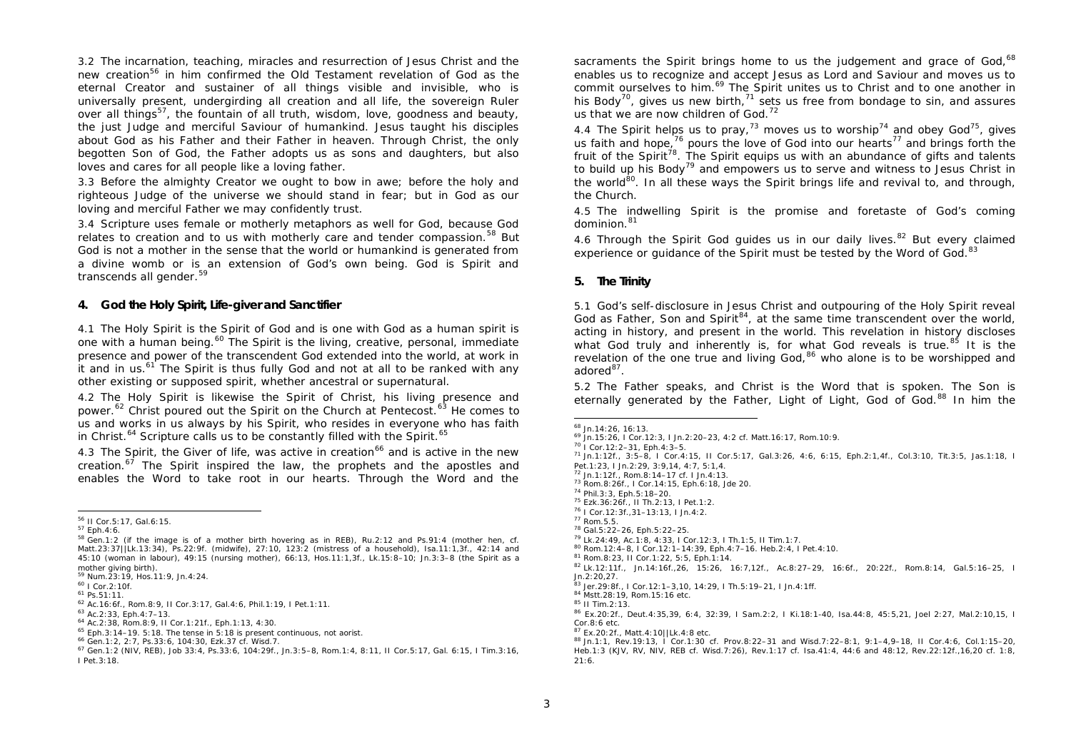3.2 The incarnation, teaching, miracles and resurrection of Jesus Christ and the new creation[56] in him confirmed the Old Testament revelation of God as the eternal Creator and sustainer of all things visible and invisible, who is universally present, undergirding all creation and all life, the sovereign Ruler over all things[57], the fountain of all truth, wisdom, love, goodness and beauty, the just Judge and merciful Saviour of humankind. Jesus taught his disciples about God as his Father and their Father in heaven. Through Christ, the only begotten Son of God, the Father adopts us as sons and daughters, but also loves and cares for all people like a loving father.

3.3 Before the almighty Creator we ought to bow in awe; before the holy and righteous Judge of the universe we should stand in fear; but in God as our loving and merciful Father we may confidently trust.

3.4 Scripture uses female or motherly metaphors as well for God, because God relates to creation and to us with motherly care and tender compassion.[58] But God is not a mother in the sense that the world or humankind is generated from a divine womb or is an extension of God's own being. God is Spirit and transcends all gender.[59]

## 4. God the Holy Spirit, Life-giver and Sanctifier

4.1 The Holy Spirit is the Spirit of God and is one with God as a human spirit is one with a human being.[60] The Spirit is the living, creative, personal, immediate presence and power of the transcendent God extended into the world, at work in it and in us.[61] The Spirit is thus fully God and not at all to be ranked with any other existing or supposed spirit, whether ancestral or supernatural.

4.2 The Holy Spirit is likewise the Spirit of Christ, his living presence and power.[62] Christ poured out the Spirit on the Church at Pentecost.[63] He comes to us and works in us always by his Spirit, who resides in everyone who has faith in Christ.[64] Scripture calls us to be constantly filled with the Spirit.[65]

4.3 The Spirit, the Giver of life, was active in creation[66] and is active in the new creation.[67] The Spirit inspired the law, the prophets and the apostles and enables the Word to take root in our hearts. Through the Word and the sacraments the Spirit brings home to us the judgement and grace of God,[68] enables us to recognize and accept Jesus as Lord and Saviour and moves us to commit ourselves to him.[69] The Spirit unites us to Christ and to one another in his Body[70], gives us new birth,[71] sets us free from bondage to sin, and assures us that we are now children of God.[72]

4.4 The Spirit helps us to pray,[73] moves us to worship[74] and obey God[75], gives us faith and hope,[76] pours the love of God into our hearts[77] and brings forth the fruit of the Spirit[78]. The Spirit equips us with an abundance of gifts and talents to build up his Body[79] and empowers us to serve and witness to Jesus Christ in the world[80]. In all these ways the Spirit brings life and revival to, and through, the Church.

4.5 The indwelling Spirit is the promise and foretaste of God's coming dominion.[81]

4.6 Through the Spirit God guides us in our daily lives.[82] But every claimed experience or guidance of the Spirit must be tested by the Word of God.[83]

## 5. The Trinity

5.1 God's self-disclosure in Jesus Christ and outpouring of the Holy Spirit reveal God as Father, Son and Spirit[84], at the same time transcendent over the world, acting in history, and present in the world. This revelation in history discloses what God truly and inherently is, for what God reveals is true.[85] It is the revelation of the one true and living God,[86] who alone is to be worshipped and adored[87].

5.2 The Father speaks, and Christ is the Word that is spoken. The Son is eternally generated by the Father, Light of Light, God of God.[88] In him the

---

[56] II Cor.5:17, Gal.6:15.
[57] Eph.4:6.
[58] Gen.1:2 (if the image is of a mother birth hovering as in REB), Ru.2:12 and Ps.91:4 (mother hen, cf. Matt.23:37||Lk.13:34), Ps.22:9f. (midwife), 27:10, 123:2 (mistress of a household), Isa.11:1,3f., 42:14 and 45:10 (woman in labour), 49:15 (nursing mother), 66:13, Hos.11:1,3f., Lk.15:8–10; Jn.3:3–8 (the Spirit as a mother giving birth).
[59] Num.23:19, Hos.11:9, Jn.4:24.
[60] I Cor.2:10f.
[61] Ps.51:11.
[62] Ac.16:6f., Rom.8:9, II Cor.3:17, Gal.4:6, Phil.1:19, I Pet.1:11.
[63] Ac.2:33, Eph.4:7–13.
[64] Ac.2:38, Rom.8:9, II Cor.1:21f., Eph.1:13, 4:30.
[65] Eph.3:14–19. 5:18. The tense in 5:18 is present continuous, not aorist.
[66] Gen.1:2, 2:7, Ps.33:6, 104:30, Ezk.37 cf. Wisd.7.
[67] Gen.1:2 (NIV, REB), Job 33:4, Ps.33:6, 104:29f., Jn.3:5–8, Rom.1:4, 8:11, II Cor.5:17, Gal. 6:15, I Tim.3:16, I Pet.3:18.
[68] Jn.14:26, 16:13.
[69] Jn.15:26, I Cor.12:3, I Jn.2:20–23, 4:2 cf. Matt.16:17, Rom.10:9.
[70] I Cor.12:2–31, Eph.4:3–5.
[71] Jn.1:12f., 3:5–8, I Cor.4:15, II Cor.5:17, Gal.3:26, 4:6, 6:15, Eph.2:1,4f., Col.3:10, Tit.3:5, Jas.1:18, I Pet.1:23, I Jn.2:29, 3:9,14, 4:7, 5:1,4.
[72] Jn.1:12f., Rom.8:14–17 cf. I Jn.4:13.
[73] Rom.8:26f., I Cor.14:15, Eph.6:18, Jde 20.
[74] Phil.3:3, Eph.5:18–20.
[75] Ezk.36:26f., II Th.2:13, I Pet.1:2.
[76] I Cor.12:3f.,31–13:13, I Jn.4:2.
[77] Rom.5.5.
[78] Gal.5:22–26, Eph.5:22–25.
[79] Lk.24:49, Ac.1:8, 4:33, I Cor.12:3, I Th.1:5, II Tim.1:7.
[80] Rom.12:4–8, I Cor.12:1–14:39, Eph.4:7–16. Heb.2:4, I Pet.4:10.
[81] Rom.8:23, II Cor.1:22, 5:5, Eph.1:14.
[82] Lk.12:11f., Jn.14:16f.,26, 15:26, 16:7,12f., Ac.8:27–29, 16:6f., 20:22f., Rom.8:14, Gal.5:16–25, I Jn.2:20,27.
[83] Jer.29:8f., I Cor.12:1–3,10, 14:29, I Th.5:19–21, I Jn.4:1ff.
[84] Mstt.28:19, Rom.15:16 etc.
[85] II Tim.2:13.
[86] Ex.20:2f., Deut.4:35,39, 6:4, 32:39, I Sam.2:2, I Ki.18:1-40, Isa.44:8, 45:5,21, Joel 2:27, Mal.2:10,15, I Cor.8:6 etc.
[87] Ex.20:2f., Matt.4:10||Lk.4:8 etc.
[88] Jn.1:1, Rev.19:13, I Cor.1:30 cf. Prov.8:22–31 and Wisd.7:22–8:1, 9:1–4,9–18, II Cor.4:6, Col.1:15–20, Heb.1:3 (KJV, RV, NIV, REB cf. Wisd.7:26), Rev.1:17 cf. Isa.41:4, 44:6 and 48:12, Rev.22:12f.,16,20 cf. 1:8, 21:6.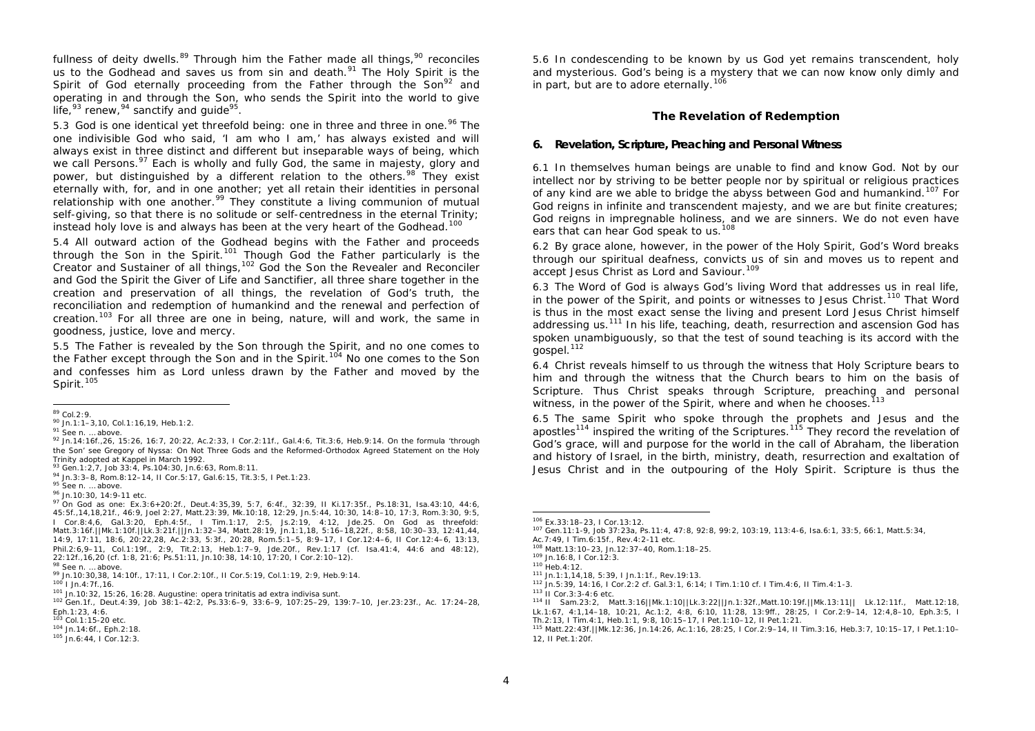fullness of deity dwells.[89] Through him the Father made all things,[90] reconciles us to the Godhead and saves us from sin and death.[91] The Holy Spirit is the Spirit of God eternally proceeding from the Father through the Son[92] and operating in and through the Son, who sends the Spirit into the world to give life,[93] renew,[94] sanctify and guide[95].

5.3 God is one identical yet threefold being: one in three and three in one.[96] The one indivisible God who said, 'I am who I am,' has always existed and will always exist in three distinct and different but inseparable ways of being, which we call Persons.[97] Each is wholly and fully God, the same in majesty, glory and power, but distinguished by a different relation to the others.[98] They exist eternally with, for, and in one another; yet all retain their identities in personal relationship with one another.[99] They constitute a living communion of mutual self-giving, so that there is no solitude or self-centredness in the eternal Trinity; instead holy love is and always has been at the very heart of the Godhead.[100]

5.4 All outward action of the Godhead begins with the Father and proceeds through the Son in the Spirit.[101] Though God the Father particularly is the Creator and Sustainer of all things,[102] God the Son the Revealer and Reconciler and God the Spirit the Giver of Life and Sanctifier, all three share together in the creation and preservation of all things, the revelation of God's truth, the reconciliation and redemption of humankind and the renewal and perfection of creation.[103] For all three are one in being, nature, will and work, the same in goodness, justice, love and mercy.

5.5 The Father is revealed by the Son through the Spirit, and no one comes to the Father except through the Son and in the Spirit.[104] No one comes to the Son and confesses him as Lord unless drawn by the Father and moved by the Spirit.[105]

5.6 In condescending to be known by us God yet remains transcendent, holy and mysterious. God's being is a mystery that we can now know only dimly and in part, but are to adore eternally.[106]

## The Revelation of Redemption

### 6. Revelation, Scripture, Preaching and Personal Witness

6.1 In themselves human beings are unable to find and know God. Not by our intellect nor by striving to be better people nor by spiritual or religious practices of any kind are we able to bridge the abyss between God and humankind.[107] For God reigns in infinite and transcendent majesty, and we are but finite creatures; God reigns in impregnable holiness, and we are sinners. We do not even have ears that can hear God speak to us.[108]

6.2 By grace alone, however, in the power of the Holy Spirit, God's Word breaks through our spiritual deafness, convicts us of sin and moves us to repent and accept Jesus Christ as Lord and Saviour.[109]

6.3 The Word of God is always God's living Word that addresses us in real life, in the power of the Spirit, and points or witnesses to Jesus Christ.[110] That Word is thus in the most exact sense the living and present Lord Jesus Christ himself addressing us.[111] In his life, teaching, death, resurrection and ascension God has spoken unambiguously, so that the test of sound teaching is its accord with the gospel.[112]

6.4 Christ reveals himself to us through the witness that Holy Scripture bears to him and through the witness that the Church bears to him on the basis of Scripture. Thus Christ speaks through Scripture, preaching and personal witness, in the power of the Spirit, where and when he chooses.[113]

6.5 The same Spirit who spoke through the prophets and Jesus and the apostles[114] inspired the writing of the Scriptures.[115] They record the revelation of God's grace, will and purpose for the world in the call of Abraham, the liberation and history of Israel, in the birth, ministry, death, resurrection and exaltation of Jesus Christ and in the outpouring of the Holy Spirit. Scripture is thus the

---

[89] Col.2:9.

[90] Jn.1:1–3,10, Col.1:16,19, Heb.1:2.

[91] See n. … above.

[92] Jn.14:16f.,26, 15:26, 16:7, 20:22, Ac.2:33, I Cor.2:11f., Gal.4:6, Tit.3:6, Heb.9:14. On the formula 'through the Son' see Gregory of Nyssa: On Not Three Gods and the Reformed-Orthodox Agreed Statement on the Holy Trinity adopted at Kappel in March 1992.

[93] Gen.1:2,7, Job 33:4, Ps.104:30, Jn.6:63, Rom.8:11.

[94] Jn.3:3–8, Rom.8:12–14, II Cor.5:17, Gal.6:15, Tit.3:5, I Pet.1:23.

[95] See n. … above.

[96] Jn.10:30, 14:9-11 etc.

[97] On God as one: Ex.3:6+20:2f., Deut.4:35,39, 5:7, 6:4f., 32:39, II Ki.17:35f., Ps.18:31, Isa.43:10, 44:6, 45:5f.,14,18,21f., 46:9, Joel 2:27, Matt.23:39, Mk.10:18, 12:29, Jn.5:44, 10:30, 14:8–10, 17:3, Rom.3:30, 9:5, I Cor.8:4,6, Gal.3:20, Eph.4:5f., I Tim.1:17, 2:5, Js.2:19, 4:12, Jde.25. On God as threefold: Matt.3:16f.||Mk.1:10f.||Lk.3:21f.||Jn.1:32–34, Matt.28:19, Jn.1:1,18, 5:16–18,22f., 8:58, 10:30–33, 12:41,44, 14:9, 17:11, 18:6, 20:22,28, Ac.2:33, 5:3f., 20:28, Rom.5:1–5, 8:9–17, I Cor.12:4–6, II Cor.12:4–6, 13:13, Phil.2:6,9–11, Col.1:19f., 2:9, Tit.2:13, Heb.1:7–9, Jde.20f., Rev.1:17 (cf. Isa.41:4, 44:6 and 48:12), 22:12f.,16,20 (cf. 1:8, 21:6; Ps.51:11, Jn.10:38, 14:10, 17:20, I Cor.2:10–12).

[98] See n. … above.

[99] Jn.10:30,38, 14:10f., 17:11, I Cor.2:10f., II Cor.5:19, Col.1:19, 2:9, Heb.9:14.

[100] I Jn.4:7f.,16.

[101] Jn.10:32, 15:26, 16:28. Augustine: opera trinitatis ad extra indivisa sunt.

[102] Gen.1f., Deut.4:39, Job 38:1–42:2, Ps.33:6–9, 33:6–9, 107:25–29, 139:7–10, Jer.23:23f., Ac. 17:24–28, Eph.1:23, 4:6.

[103] Col.1:15-20 etc.

[104] Jn.14:6f., Eph.2:18.

[105] Jn.6:44, I Cor.12:3.

[106] Ex.33:18–23, I Cor.13:12.

[107] Gen.11:1-9, Job 37:23a, Ps.11:4, 47:8, 92:8, 99:2, 103:19, 113:4-6, Isa.6:1, 33:5, 66:1, Matt.5:34, Ac.7:49, I Tim.6:15f., Rev.4:2-11 etc.

[108] Matt.13:10–23, Jn.12:37–40, Rom.1:18–25.

[109] Jn.16:8, I Cor.12:3.

[110] Heb.4:12.

[111] Jn.1:1,14,18, 5:39, I Jn.1:1f., Rev.19:13.

[112] Jn.5:39, 14:16, I Cor.2:2 cf. Gal.3:1, 6:14; I Tim.1:10 cf. I Tim.4:6, II Tim.4:1-3.

[113] II Cor.3:3-4:6 etc.

[114] II Sam.23:2, Matt.3:16||Mk.1:10||Lk.3:22||Jn.1:32f.,Matt.10:19f.||Mk.13:11|| Lk.12:11f., Matt.12:18, Lk.1:67, 4:1,14–18, 10:21, Ac.1:2, 4:8, 6:10, 11:28, 13:9ff., 28:25, I Cor.2:9–14, 12:4,8–10, Eph.3:5, I Th.2:13, I Tim.4:1, Heb.1:1, 9:8, 10:15–17, I Pet.1:10–12, II Pet.1:21.

[115] Matt.22:43f.||Mk.12:36, Jn.14:26, Ac.1:16, 28:25, I Cor.2:9–14, II Tim.3:16, Heb.3:7, 10:15–17, I Pet.1:10–12, II Pet.1:20f.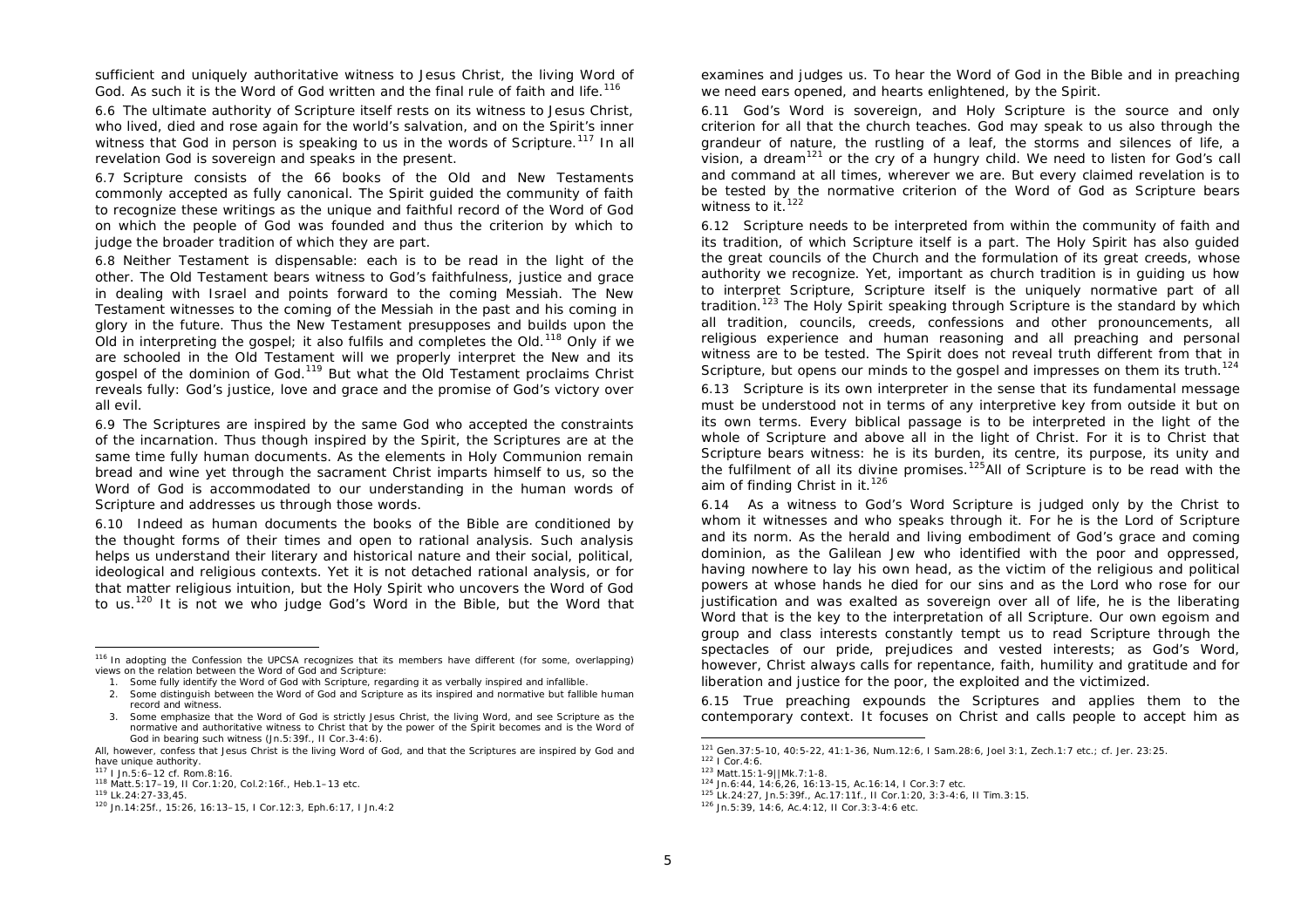sufficient and uniquely authoritative witness to Jesus Christ, the living Word of God. As such it is the Word of God written and the final rule of faith and life.[116]

6.6 The ultimate authority of Scripture itself rests on its witness to Jesus Christ, who lived, died and rose again for the world's salvation, and on the Spirit's inner witness that God in person is speaking to us in the words of Scripture.[117] In all revelation God is sovereign and speaks in the present.

6.7 Scripture consists of the 66 books of the Old and New Testaments commonly accepted as fully canonical. The Spirit guided the community of faith to recognize these writings as the unique and faithful record of the Word of God on which the people of God was founded and thus the criterion by which to judge the broader tradition of which they are part.

6.8 Neither Testament is dispensable: each is to be read in the light of the other. The Old Testament bears witness to God's faithfulness, justice and grace in dealing with Israel and points forward to the coming Messiah. The New Testament witnesses to the coming of the Messiah in the past and his coming in glory in the future. Thus the New Testament presupposes and builds upon the Old in interpreting the gospel; it also fulfils and completes the Old.[118] Only if we are schooled in the Old Testament will we properly interpret the New and its gospel of the dominion of God.[119] But what the Old Testament proclaims Christ reveals fully: God's justice, love and grace and the promise of God's victory over all evil.

6.9 The Scriptures are inspired by the same God who accepted the constraints of the incarnation. Thus though inspired by the Spirit, the Scriptures are at the same time fully human documents. As the elements in Holy Communion remain bread and wine yet through the sacrament Christ imparts himself to us, so the Word of God is accommodated to our understanding in the human words of Scripture and addresses us through those words.

6.10 Indeed as human documents the books of the Bible are conditioned by the thought forms of their times and open to rational analysis. Such analysis helps us understand their literary and historical nature and their social, political, ideological and religious contexts. Yet it is not detached rational analysis, or for that matter religious intuition, but the Holy Spirit who uncovers the Word of God to us.[120] It is not we who judge God's Word in the Bible, but the Word that examines and judges us. To hear the Word of God in the Bible and in preaching we need ears opened, and hearts enlightened, by the Spirit.

6.11 God's Word is sovereign, and Holy Scripture is the source and only criterion for all that the church teaches. God may speak to us also through the grandeur of nature, the rustling of a leaf, the storms and silences of life, a vision, a dream[121] or the cry of a hungry child. We need to listen for God's call and command at all times, wherever we are. But every claimed revelation is to be tested by the normative criterion of the Word of God as Scripture bears witness to it.[122]

6.12 Scripture needs to be interpreted from within the community of faith and its tradition, of which Scripture itself is a part. The Holy Spirit has also guided the great councils of the Church and the formulation of its great creeds, whose authority we recognize. Yet, important as church tradition is in guiding us how to interpret Scripture, Scripture itself is the uniquely normative part of all tradition.[123] The Holy Spirit speaking through Scripture is the standard by which all tradition, councils, creeds, confessions and other pronouncements, all religious experience and human reasoning and all preaching and personal witness are to be tested. The Spirit does not reveal truth different from that in Scripture, but opens our minds to the gospel and impresses on them its truth.[124]

6.13 Scripture is its own interpreter in the sense that its fundamental message must be understood not in terms of any interpretive key from outside it but on its own terms. Every biblical passage is to be interpreted in the light of the whole of Scripture and above all in the light of Christ. For it is to Christ that Scripture bears witness: he is its burden, its centre, its purpose, its unity and the fulfilment of all its divine promises.[125] All of Scripture is to be read with the aim of finding Christ in it.[126]

6.14 As a witness to God's Word Scripture is judged only by the Christ to whom it witnesses and who speaks through it. For he is the Lord of Scripture and its norm. As the herald and living embodiment of God's grace and coming dominion, as the Galilean Jew who identified with the poor and oppressed, having nowhere to lay his own head, as the victim of the religious and political powers at whose hands he died for our sins and as the Lord who rose for our justification and was exalted as sovereign over all of life, he is the liberating Word that is the key to the interpretation of all Scripture. Our own egoism and group and class interests constantly tempt us to read Scripture through the spectacles of our pride, prejudices and vested interests; as God's Word, however, Christ always calls for repentance, faith, humility and gratitude and for liberation and justice for the poor, the exploited and the victimized.

6.15 True preaching expounds the Scriptures and applies them to the contemporary context. It focuses on Christ and calls people to accept him as

---

[116] In adopting the Confession the UPCSA recognizes that its members have different (for some, overlapping) views on the relation between the Word of God and Scripture:

1. Some fully identify the Word of God with Scripture, regarding it as verbally inspired and infallible.
2. Some distinguish between the Word of God and Scripture as its inspired and normative but fallible human record and witness.
3. Some emphasize that the Word of God is strictly Jesus Christ, the living Word, and see Scripture as the normative and authoritative witness to Christ that by the power of the Spirit becomes and is the Word of God in bearing such witness (Jn.5:39f., II Cor.3-4:6).

All, however, confess that Jesus Christ is the living Word of God, and that the Scriptures are inspired by God and have unique authority.

[117] I Jn.5:6–12 cf. Rom.8:16.

[118] Matt.5:17–19, II Cor.1:20, Col.2:16f., Heb.1–13 etc.

[119] Lk.24:27-33,45.

[120] Jn.14:25f., 15:26, 16:13–15, I Cor.12:3, Eph.6:17, I Jn.4:2

[121] Gen.37:5-10, 40:5-22, 41:1-36, Num.12:6, I Sam.28:6, Joel 3:1, Zech.1:7 etc.; cf. Jer. 23:25.

[122] I Cor.4:6.

[123] Matt.15:1-9||Mk.7:1-8.

[124] Jn.6:44, 14:6,26, 16:13-15, Ac.16:14, I Cor.3:7 etc.

[125] Lk.24:27, Jn.5:39f., Ac.17:11f., II Cor.1:20, 3:3-4:6, II Tim.3:15.

[126] Jn.5:39, 14:6, Ac.4:12, II Cor.3:3-4:6 etc.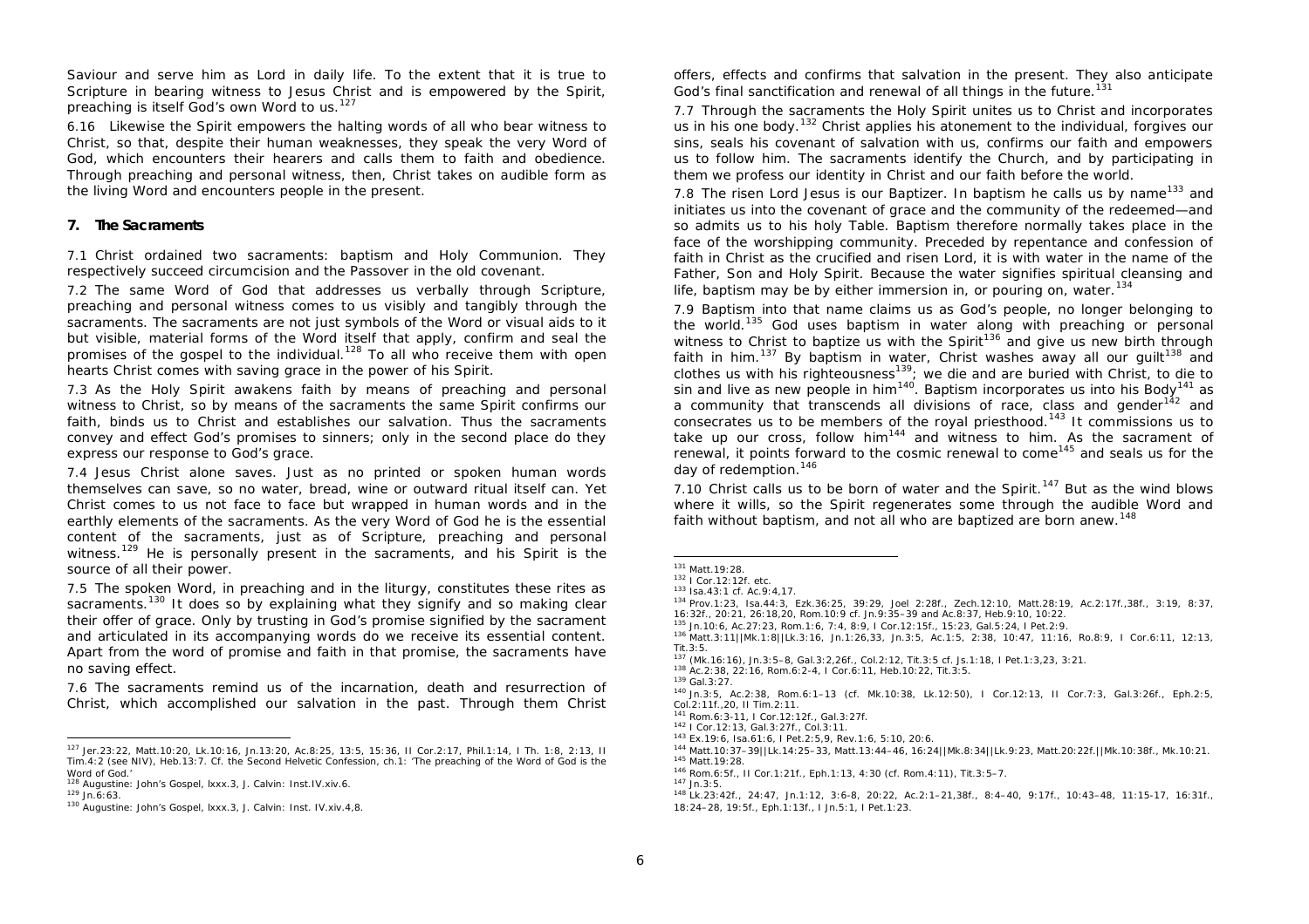Saviour and serve him as Lord in daily life. To the extent that it is true to Scripture in bearing witness to Jesus Christ and is empowered by the Spirit, preaching is itself God's own Word to us.[127]

6.16 Likewise the Spirit empowers the halting words of all who bear witness to Christ, so that, despite their human weaknesses, they speak the very Word of God, which encounters their hearers and calls them to faith and obedience. Through preaching and personal witness, then, Christ takes on audible form as the living Word and encounters people in the present.

## 7. The Sacraments

7.1 Christ ordained two sacraments: baptism and Holy Communion. They respectively succeed circumcision and the Passover in the old covenant.

7.2 The same Word of God that addresses us verbally through Scripture, preaching and personal witness comes to us visibly and tangibly through the sacraments. The sacraments are not just symbols of the Word or visual aids to it but visible, material forms of the Word itself that apply, confirm and seal the promises of the gospel to the individual.[128] To all who receive them with open hearts Christ comes with saving grace in the power of his Spirit.

7.3 As the Holy Spirit awakens faith by means of preaching and personal witness to Christ, so by means of the sacraments the same Spirit confirms our faith, binds us to Christ and establishes our salvation. Thus the sacraments convey and effect God's promises to sinners; only in the second place do they express our response to God's grace.

7.4 Jesus Christ alone saves. Just as no printed or spoken human words themselves can save, so no water, bread, wine or outward ritual itself can. Yet Christ comes to us not face to face but wrapped in human words and in the earthly elements of the sacraments. As the very Word of God he is the essential content of the sacraments, just as of Scripture, preaching and personal witness.[129] He is personally present in the sacraments, and his Spirit is the source of all their power.

7.5 The spoken Word, in preaching and in the liturgy, constitutes these rites as sacraments.[130] It does so by explaining what they signify and so making clear their offer of grace. Only by trusting in God's promise signified by the sacrament and articulated in its accompanying words do we receive its essential content. Apart from the word of promise and faith in that promise, the sacraments have no saving effect.

7.6 The sacraments remind us of the incarnation, death and resurrection of Christ, which accomplished our salvation in the past. Through them Christ offers, effects and confirms that salvation in the present. They also anticipate God's final sanctification and renewal of all things in the future.[131]

7.7 Through the sacraments the Holy Spirit unites us to Christ and incorporates us in his one body.[132] Christ applies his atonement to the individual, forgives our sins, seals his covenant of salvation with us, confirms our faith and empowers us to follow him. The sacraments identify the Church, and by participating in them we profess our identity in Christ and our faith before the world.

7.8 The risen Lord Jesus is our Baptizer. In baptism he calls us by name[133] and initiates us into the covenant of grace and the community of the redeemed—and so admits us to his holy Table. Baptism therefore normally takes place in the face of the worshipping community. Preceded by repentance and confession of faith in Christ as the crucified and risen Lord, it is with water in the name of the Father, Son and Holy Spirit. Because the water signifies spiritual cleansing and life, baptism may be by either immersion in, or pouring on, water.[134]

7.9 Baptism into that name claims us as God's people, no longer belonging to the world.[135] God uses baptism in water along with preaching or personal witness to Christ to baptize us with the Spirit[136] and give us new birth through faith in him.[137] By baptism in water, Christ washes away all our guilt[138] and clothes us with his righteousness[139]; we die and are buried with Christ, to die to sin and live as new people in him[140]. Baptism incorporates us into his Body[141] as a community that transcends all divisions of race, class and gender[142] and consecrates us to be members of the royal priesthood.[143] It commissions us to take up our cross, follow him[144] and witness to him. As the sacrament of renewal, it points forward to the cosmic renewal to come[145] and seals us for the day of redemption.[146]

7.10 Christ calls us to be born of water and the Spirit.[147] But as the wind blows where it wills, so the Spirit regenerates some through the audible Word and faith without baptism, and not all who are baptized are born anew.[148]

---

[127] Jer.23:22, Matt.10:20, Lk.10:16, Jn.13:20, Ac.8:25, 13:5, 15:36, II Cor.2:17, Phil.1:14, I Th. 1:8, 2:13, II Tim.4:2 (see NIV), Heb.13:7. Cf. the Second Helvetic Confession, ch.1: 'The preaching of the Word of God is the Word of God.'

[128] Augustine: John's Gospel, lxxx.3, J. Calvin: Inst.IV.xiv.6.

[129] Jn.6:63.

[130] Augustine: John's Gospel, lxxx.3, J. Calvin: Inst. IV.xiv.4,8.

[131] Matt.19:28.

[132] I Cor.12:12f. etc.

[133] Isa.43:1 cf. Ac.9:4,17.

[134] Prov.1:23, Isa.44:3, Ezk.36:25, 39:29, Joel 2:28f., Zech.12:10, Matt.28:19, Ac.2:17f.,38f., 3:19, 8:37, 16:32f., 20:21, 26:18,20, Rom.10:9 cf. Jn.9:35–39 and Ac.8:37, Heb.9:10, 10:22.

[135] Jn.10:6, Ac.27:23, Rom.1:6, 7:4, 8:9, I Cor.12:15f., 15:23, Gal.5:24, I Pet.2:9.

[136] Matt.3:11||Mk.1:8||Lk.3:16, Jn.1:26,33, Jn.3:5, Ac.1:5, 2:38, 10:47, 11:16, Ro.8:9, I Cor.6:11, 12:13, Tit.3:5.

[137] (Mk.16:16), Jn.3:5–8, Gal.3:2,26f., Col.2:12, Tit.3:5 cf. Js.1:18, I Pet.1:3,23, 3:21.

[138] Ac.2:38, 22:16, Rom.6:2-4, I Cor.6:11, Heb.10:22, Tit.3:5.

[139] Gal.3:27.

[140] Jn.3:5, Ac.2:38, Rom.6:1–13 (cf. Mk.10:38, Lk.12:50), I Cor.12:13, II Cor.7:3, Gal.3:26f., Eph.2:5, Col.2:11f.,20, II Tim.2:11.

[141] Rom.6:3-11, I Cor.12:12f., Gal.3:27f.

[142] I Cor.12:13, Gal.3:27f., Col.3:11.

[143] Ex.19:6, Isa.61:6, I Pet.2:5,9, Rev.1:6, 5:10, 20:6.

[144] Matt.10:37–39||Lk.14:25–33, Matt.13:44–46, 16:24||Mk.8:34||Lk.9:23, Matt.20:22f.||Mk.10:38f., Mk.10:21.

[145] Matt.19:28.

[146] Rom.6:5f., II Cor.1:21f., Eph.1:13, 4:30 (cf. Rom.4:11), Tit.3:5–7.

[147] Jn.3:5.

[148] Lk.23:42f., 24:47, Jn.1:12, 3:6-8, 20:22, Ac.2:1–21,38f., 8:4–40, 9:17f., 10:43–48, 11:15-17, 16:31f., 18:24–28, 19:5f., Eph.1:13f., I Jn.5:1, I Pet.1:23.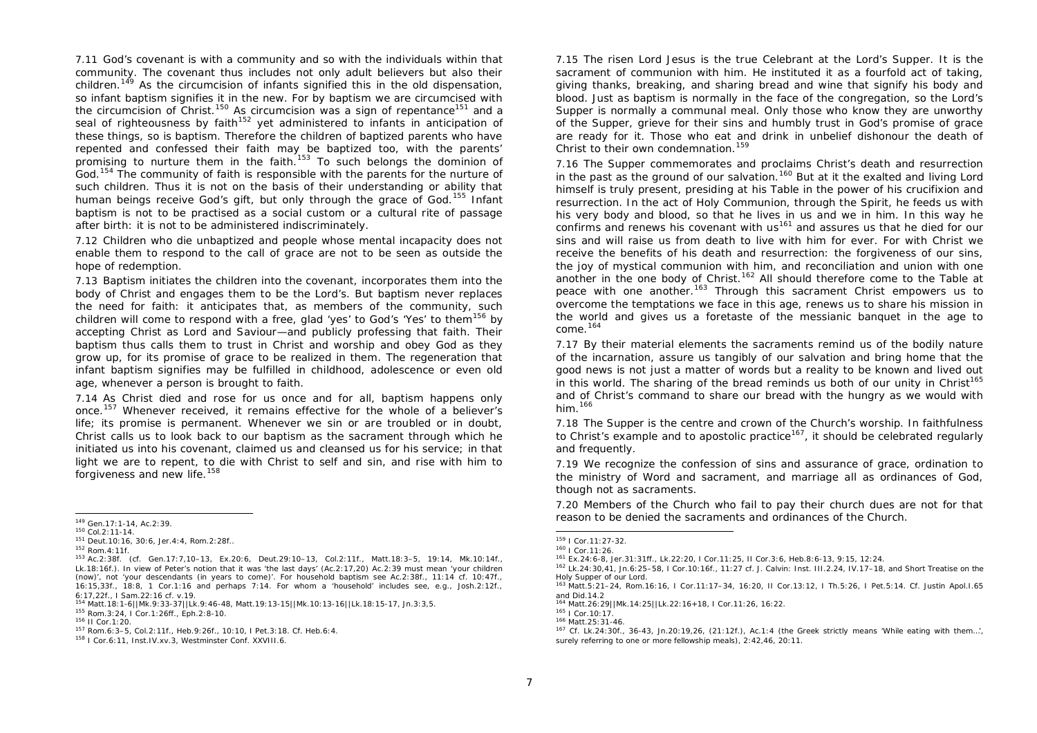7.11 God's covenant is with a community and so with the individuals within that community. The covenant thus includes not only adult believers but also their children.[149] As the circumcision of infants signified this in the old dispensation, so infant baptism signifies it in the new. For by baptism we are circumcised with the circumcision of Christ.[150] As circumcision was a sign of repentance[151] and a seal of righteousness by faith[152] yet administered to infants in anticipation of these things, so is baptism. Therefore the children of baptized parents who have repented and confessed their faith may be baptized too, with the parents' promising to nurture them in the faith.[153] To such belongs the dominion of God.[154] The community of faith is responsible with the parents for the nurture of such children. Thus it is not on the basis of their understanding or ability that human beings receive God's gift, but only through the grace of God.[155] Infant baptism is not to be practised as a social custom or a cultural rite of passage after birth: it is not to be administered indiscriminately.

7.12 Children who die unbaptized and people whose mental incapacity does not enable them to respond to the call of grace are not to be seen as outside the hope of redemption.

7.13 Baptism initiates the children into the covenant, incorporates them into the body of Christ and engages them to be the Lord's. But baptism never replaces the need for faith: it anticipates that, as members of the community, such children will come to respond with a free, glad 'yes' to God's 'Yes' to them[156] by accepting Christ as Lord and Saviour—and publicly professing that faith. Their baptism thus calls them to trust in Christ and worship and obey God as they grow up, for its promise of grace to be realized in them. The regeneration that infant baptism signifies may be fulfilled in childhood, adolescence or even old age, whenever a person is brought to faith.

7.14 As Christ died and rose for us once and for all, baptism happens only once.[157] Whenever received, it remains effective for the whole of a believer's life; its promise is permanent. Whenever we sin or are troubled or in doubt, Christ calls us to look back to our baptism as the sacrament through which he initiated us into his covenant, claimed us and cleansed us for his service; in that light we are to repent, to die with Christ to self and sin, and rise with him to forgiveness and new life.[158]

---

[149] Gen.17:1-14, Ac.2:39.

[150] Col.2:11-14.

[151] Deut.10:16, 30:6, Jer.4:4, Rom.2:28f..

[152] Rom.4:11f.

[153] Ac.2:38f. (cf. Gen.17:7,10–13, Ex.20:6, Deut.29:10–13, Col.2:11f., Matt.18:3–5, 19:14, Mk.10:14f., Lk.18:16f.). In view of Peter's notion that it was 'the last days' (Ac.2:17,20) Ac.2:39 must mean 'your children (now)', not 'your descendants (in years to come)'. For household baptism see Ac.2:38f., 11:14 cf. 10:47f., 16:15,33f., 18:8, 1 Cor.1:16 and perhaps 7:14. For whom a 'household' includes see, e.g., Josh.2:12f., 6:17,22f., I Sam.22:16 cf. v.19.

[154] Matt.18:1-6||Mk.9:33-37||Lk.9:46-48, Matt.19:13-15||Mk.10:13-16||Lk.18:15-17, Jn.3:3,5.

[155] Rom.3:24, I Cor.1:26ff., Eph.2:8-10.

[156] II Cor.1:20.

[157] Rom.6:3–5, Col.2:11f., Heb.9:26f., 10:10, I Pet.3:18. Cf. Heb.6:4.

[158] I Cor.6:11, Inst.IV.xv.3, Westminster Conf. XXVIII.6.

---

7.15 The risen Lord Jesus is the true Celebrant at the Lord's Supper. It is the sacrament of communion with him. He instituted it as a fourfold act of taking, giving thanks, breaking, and sharing bread and wine that signify his body and blood. Just as baptism is normally in the face of the congregation, so the Lord's Supper is normally a communal meal. Only those who know they are unworthy of the Supper, grieve for their sins and humbly trust in God's promise of grace are ready for it. Those who eat and drink in unbelief dishonour the death of Christ to their own condemnation.[159]

7.16 The Supper commemorates and proclaims Christ's death and resurrection in the past as the ground of our salvation.[160] But at it the exalted and living Lord himself is truly present, presiding at his Table in the power of his crucifixion and resurrection. In the act of Holy Communion, through the Spirit, he feeds us with his very body and blood, so that he lives in us and we in him. In this way he confirms and renews his covenant with us[161] and assures us that he died for our sins and will raise us from death to live with him for ever. For with Christ we receive the benefits of his death and resurrection: the forgiveness of our sins, the joy of mystical communion with him, and reconciliation and union with one another in the one body of Christ.[162] All should therefore come to the Table at peace with one another.[163] Through this sacrament Christ empowers us to overcome the temptations we face in this age, renews us to share his mission in the world and gives us a foretaste of the messianic banquet in the age to come.[164]

7.17 By their material elements the sacraments remind us of the bodily nature of the incarnation, assure us tangibly of our salvation and bring home that the good news is not just a matter of words but a reality to be known and lived out in this world. The sharing of the bread reminds us both of our unity in Christ[165] and of Christ's command to share our bread with the hungry as we would with him.[166]

7.18 The Supper is the centre and crown of the Church's worship. In faithfulness to Christ's example and to apostolic practice[167], it should be celebrated regularly and frequently.

7.19 We recognize the confession of sins and assurance of grace, ordination to the ministry of Word and sacrament, and marriage all as ordinances of God, though not as sacraments.

7.20 Members of the Church who fail to pay their church dues are not for that reason to be denied the sacraments and ordinances of the Church.

---

[159] I Cor.11:27-32.

[160] I Cor.11:26.

[161] Ex.24:6-8, Jer.31:31ff., Lk.22:20, I Cor.11:25, II Cor.3:6, Heb.8:6-13, 9:15, 12:24.

[162] Lk.24:30,41, Jn.6:25–58, I Cor.10:16f., 11:27 cf. J. Calvin: Inst. III.2.24, IV.17–18, and Short Treatise on the Holy Supper of our Lord.

[163] Matt.5:21–24, Rom.16:16, I Cor.11:17–34, 16:20, II Cor.13:12, I Th.5:26, I Pet.5:14. Cf. Justin Apol.I.65 and Did.14.2

[164] Matt.26:29||Mk.14:25||Lk.22:16+18, I Cor.11:26, 16:22.

[165] I Cor.10:17.

[166] Matt.25:31-46.

[167] Cf. Lk.24:30f., 36-43, Jn.20:19,26, (21:12f.), Ac.1:4 (the Greek strictly means 'While eating with them...', surely referring to one or more fellowship meals), 2:42,46, 20:11.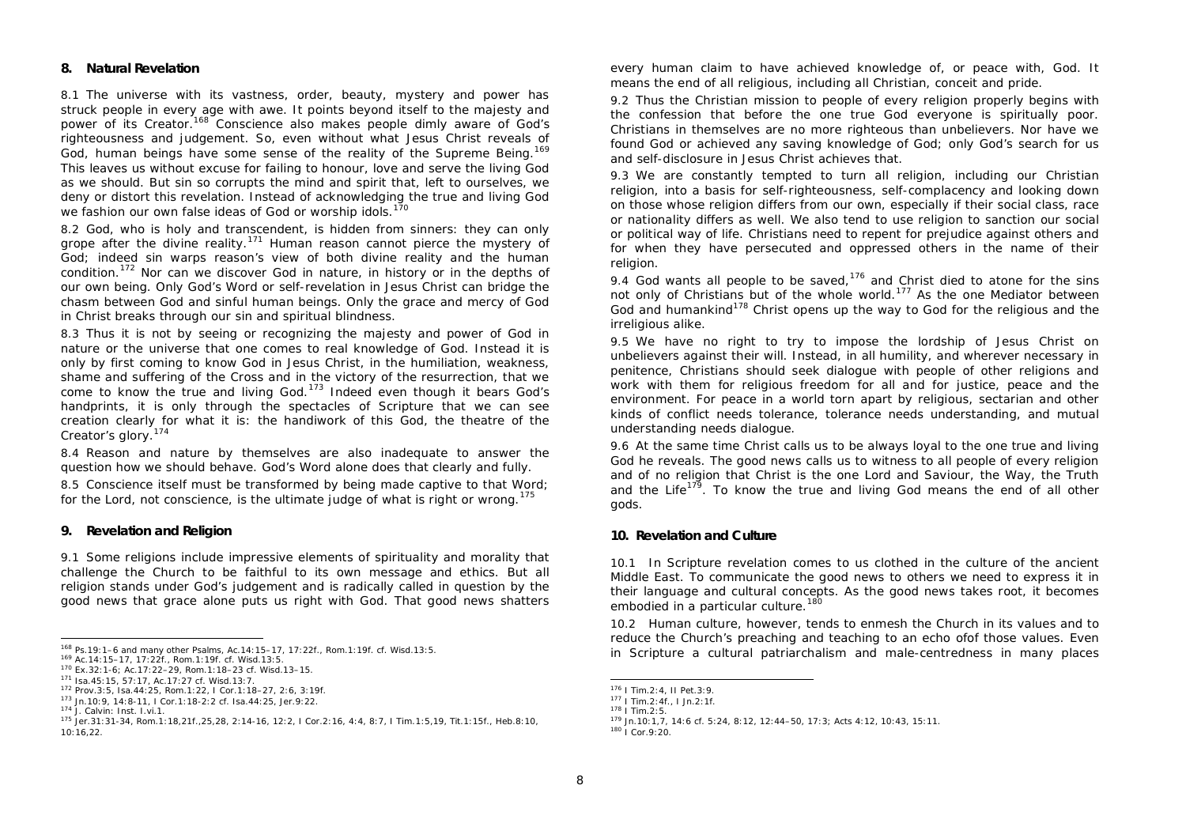## 8. Natural Revelation

8.1 The universe with its vastness, order, beauty, mystery and power has struck people in every age with awe. It points beyond itself to the majesty and power of its Creator.[168] Conscience also makes people dimly aware of God's righteousness and judgement. So, even without what Jesus Christ reveals of God, human beings have some sense of the reality of the Supreme Being.[169] This leaves us without excuse for failing to honour, love and serve the living God as we should. But sin so corrupts the mind and spirit that, left to ourselves, we deny or distort this revelation. Instead of acknowledging the true and living God we fashion our own false ideas of God or worship idols.[170]

8.2 God, who is holy and transcendent, is hidden from sinners: they can only grope after the divine reality.[171] Human reason cannot pierce the mystery of God; indeed sin warps reason's view of both divine reality and the human condition.[172] Nor can we discover God in nature, in history or in the depths of our own being. Only God's Word or self-revelation in Jesus Christ can bridge the chasm between God and sinful human beings. Only the grace and mercy of God in Christ breaks through our sin and spiritual blindness.

8.3 Thus it is not by seeing or recognizing the majesty and power of God in nature or the universe that one comes to real knowledge of God. Instead it is only by first coming to know God in Jesus Christ, in the humiliation, weakness, shame and suffering of the Cross and in the victory of the resurrection, that we come to know the true and living God.[173] Indeed even though it bears God's handprints, it is only through the spectacles of Scripture that we can see creation clearly for what it is: the handiwork of this God, the theatre of the Creator's glory.[174]

8.4 Reason and nature by themselves are also inadequate to answer the question how we should behave. God's Word alone does that clearly and fully.

8.5 Conscience itself must be transformed by being made captive to that Word; for the Lord, not conscience, is the ultimate judge of what is right or wrong.[175]

## 9. Revelation and Religion

9.1 Some religions include impressive elements of spirituality and morality that challenge the Church to be faithful to its own message and ethics. But all religion stands under God's judgement and is radically called in question by the good news that grace alone puts us right with God. That good news shatters every human claim to have achieved knowledge of, or peace with, God. It means the end of all religious, including all Christian, conceit and pride.

9.2 Thus the Christian mission to people of every religion properly begins with the confession that before the one true God everyone is spiritually poor. Christians in themselves are no more righteous than unbelievers. Nor have we found God or achieved any saving knowledge of God; only God's search for us and self-disclosure in Jesus Christ achieves that.

9.3 We are constantly tempted to turn all religion, including our Christian religion, into a basis for self-righteousness, self-complacency and looking down on those whose religion differs from our own, especially if their social class, race or nationality differs as well. We also tend to use religion to sanction our social or political way of life. Christians need to repent for prejudice against others and for when they have persecuted and oppressed others in the name of their religion.

9.4 God wants all people to be saved,[176] and Christ died to atone for the sins not only of Christians but of the whole world.[177] As the one Mediator between God and humankind[178] Christ opens up the way to God for the religious and the irreligious alike.

9.5 We have no right to try to impose the lordship of Jesus Christ on unbelievers against their will. Instead, in all humility, and wherever necessary in penitence, Christians should seek dialogue with people of other religions and work with them for religious freedom for all and for justice, peace and the environment. For peace in a world torn apart by religious, sectarian and other kinds of conflict needs tolerance, tolerance needs understanding, and mutual understanding needs dialogue.

9.6 At the same time Christ calls us to be always loyal to the one true and living God he reveals. The good news calls us to witness to all people of every religion and of no religion that Christ is the one Lord and Saviour, the Way, the Truth and the Life[179]. To know the true and living God means the end of all other gods.

## 10. Revelation and Culture

10.1 In Scripture revelation comes to us clothed in the culture of the ancient Middle East. To communicate the good news to others we need to express it in their language and cultural concepts. As the good news takes root, it becomes embodied in a particular culture.[180]

10.2 Human culture, however, tends to enmesh the Church in its values and to reduce the Church's preaching and teaching to an echo ofof those values. Even in Scripture a cultural patriarchalism and male-centredness in many places

---

[168] Ps.19:1–6 and many other Psalms, Ac.14:15–17, 17:22f., Rom.1:19f. cf. Wisd.13:5.
[169] Ac.14:15–17, 17:22f., Rom.1:19f. cf. Wisd.13:5.
[170] Ex.32:1-6; Ac.17:22–29, Rom.1:18–23 cf. Wisd.13–15.
[171] Isa.45:15, 57:17, Ac.17:27 cf. Wisd.13:7.
[172] Prov.3:5, Isa.44:25, Rom.1:22, I Cor.1:18–27, 2:6, 3:19f.
[173] Jn.10:9, 14:8-11, I Cor.1:18-2:2 cf. Isa.44:25, Jer.9:22.
[174] J. Calvin: *Inst.* I.vi.1.
[175] Jer.31:31-34, Rom.1:18,21f.,25,28, 2:14-16, 12:2, I Cor.2:16, 4:4, 8:7, I Tim.1:5,19, Tit.1:15f., Heb.8:10, 10:16,22.
[176] I Tim.2:4, II Pet.3:9.
[177] I Tim.2:4f., I Jn.2:1f.
[178] I Tim.2:5.
[179] Jn.10:1,7, 14:6 cf. 5:24, 8:12, 12:44–50, 17:3; Acts 4:12, 10:43, 15:11.
[180] I Cor.9:20.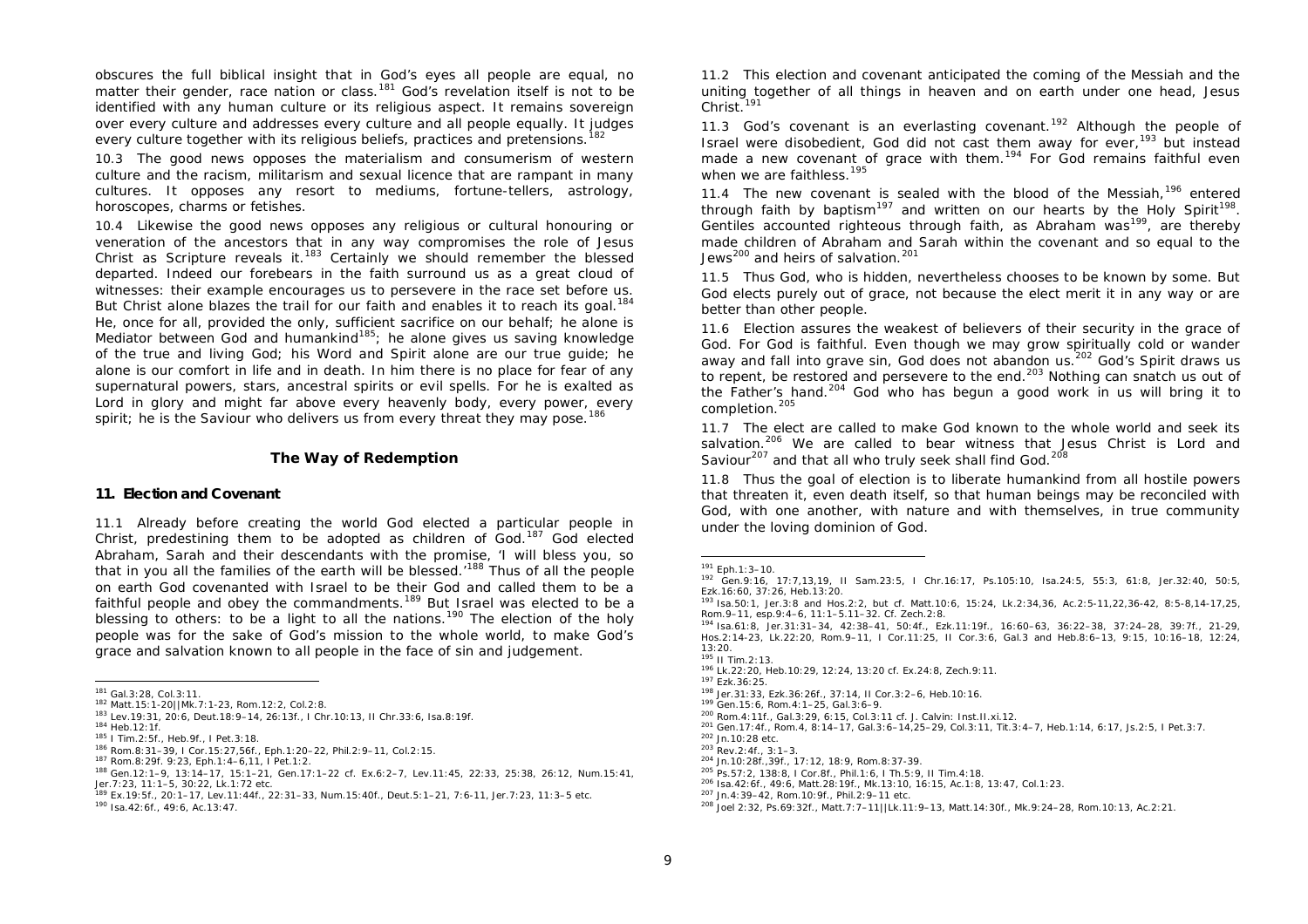obscures the full biblical insight that in God's eyes all people are equal, no matter their gender, race nation or class.[181] God's revelation itself is not to be identified with any human culture or its religious aspect. It remains sovereign over every culture and addresses every culture and all people equally. It judges every culture together with its religious beliefs, practices and pretensions.[182]

10.3 The good news opposes the materialism and consumerism of western culture and the racism, militarism and sexual licence that are rampant in many cultures. It opposes any resort to mediums, fortune-tellers, astrology, horoscopes, charms or fetishes.

10.4 Likewise the good news opposes any religious or cultural honouring or veneration of the ancestors that in any way compromises the role of Jesus Christ as Scripture reveals it.[183] Certainly we should remember the blessed departed. Indeed our forebears in the faith surround us as a great cloud of witnesses: their example encourages us to persevere in the race set before us. But Christ alone blazes the trail for our faith and enables it to reach its goal.[184] He, once for all, provided the only, sufficient sacrifice on our behalf; he alone is Mediator between God and humankind[185]; he alone gives us saving knowledge of the true and living God; his Word and Spirit alone are our true guide; he alone is our comfort in life and in death. In him there is no place for fear of any supernatural powers, stars, ancestral spirits or evil spells. For he is exalted as Lord in glory and might far above every heavenly body, every power, every spirit; he is the Saviour who delivers us from every threat they may pose.[186]

## The Way of Redemption

### 11. Election and Covenant

11.1 Already before creating the world God elected a particular people in Christ, predestining them to be adopted as children of God.[187] God elected Abraham, Sarah and their descendants with the promise, 'I will bless you, so that in you all the families of the earth will be blessed.'[188] Thus of all the people on earth God covenanted with Israel to be their God and called them to be a faithful people and obey the commandments.[189] But Israel was elected to be a blessing to others: to be a light to all the nations.[190] The election of the holy people was for the sake of God's mission to the whole world, to make God's grace and salvation known to all people in the face of sin and judgement.

11.2 This election and covenant anticipated the coming of the Messiah and the uniting together of all things in heaven and on earth under one head, Jesus Christ.[191]

11.3 God's covenant is an everlasting covenant.[192] Although the people of Israel were disobedient, God did not cast them away for ever,[193] but instead made a new covenant of grace with them.[194] For God remains faithful even when we are faithless.[195]

11.4 The new covenant is sealed with the blood of the Messiah,[196] entered through faith by baptism[197] and written on our hearts by the Holy Spirit[198]. Gentiles accounted righteous through faith, as Abraham was[199], are thereby made children of Abraham and Sarah within the covenant and so equal to the Jews[200] and heirs of salvation.[201]

11.5 Thus God, who is hidden, nevertheless chooses to be known by some. But God elects purely out of grace, not because the elect merit it in any way or are better than other people.

11.6 Election assures the weakest of believers of their security in the grace of God. For God is faithful. Even though we may grow spiritually cold or wander away and fall into grave sin, God does not abandon us.[202] God's Spirit draws us to repent, be restored and persevere to the end.[203] Nothing can snatch us out of the Father's hand.[204] God who has begun a good work in us will bring it to completion.[205]

11.7 The elect are called to make God known to the whole world and seek its salvation.[206] We are called to bear witness that Jesus Christ is Lord and Saviour[207] and that all who truly seek shall find God.[208]

11.8 Thus the goal of election is to liberate humankind from all hostile powers that threaten it, even death itself, so that human beings may be reconciled with God, with one another, with nature and with themselves, in true community under the loving dominion of God.

---

[181] Gal.3:28, Col.3:11.
[182] Matt.15:1-20||Mk.7:1-23, Rom.12:2, Col.2:8.
[183] Lev.19:31, 20:6, Deut.18:9–14, 26:13f., I Chr.10:13, II Chr.33:6, Isa.8:19f.
[184] Heb.12:1f.
[185] I Tim.2:5f., Heb.9f., I Pet.3:18.
[186] Rom.8:31–39, I Cor.15:27,56f., Eph.1:20–22, Phil.2:9–11, Col.2:15.
[187] Rom.8:29f. 9:23, Eph.1:4–6,11, I Pet.1:2.
[188] Gen.12:1–9, 13:14–17, 15:1–21, Gen.17:1–22 cf. Ex.6:2–7, Lev.11:45, 22:33, 25:38, 26:12, Num.15:41, Jer.7:23, 11:1–5, 30:22, Lk.1:72 etc.
[189] Ex.19:5f., 20:1–17, Lev.11:44f., 22:31–33, Num.15:40f., Deut.5:1–21, 7:6-11, Jer.7:23, 11:3–5 etc.
[190] Isa.42:6f., 49:6, Ac.13:47.
[191] Eph.1:3–10.
[192] Gen.9:16, 17:7,13,19, II Sam.23:5, I Chr.16:17, Ps.105:10, Isa.24:5, 55:3, 61:8, Jer.32:40, 50:5, Ezk.16:60, 37:26, Heb.13:20.
[193] Isa.50:1, Jer.3:8 and Hos.2:2, but cf. Matt.10:6, 15:24, Lk.2:34,36, Ac.2:5-11,22,36-42, 8:5-8,14-17,25, Rom.9–11, esp.9:4–6, 11:1–5.11–32. Cf. Zech.2:8.
[194] Isa.61:8, Jer.31:31–34, 42:38–41, 50:4f., Ezk.11:19f., 16:60–63, 36:22–38, 37:24–28, 39:7f., 21-29, Hos.2:14-23, Lk.22:20, Rom.9–11, I Cor.11:25, II Cor.3:6, Gal.3 and Heb.8:6–13, 9:15, 10:16–18, 12:24, 13:20.
[195] II Tim.2:13.
[196] Lk.22:20, Heb.10:29, 12:24, 13:20 cf. Ex.24:8, Zech.9:11.
[197] Ezk.36:25.
[198] Jer.31:33, Ezk.36:26f., 37:14, II Cor.3:2–6, Heb.10:16.
[199] Gen.15:6, Rom.4:1–25, Gal.3:6–9.
[200] Rom.4:11f., Gal.3:29, 6:15, Col.3:11 cf. J. Calvin: Inst.II.xi.12.
[201] Gen.17:4f., Rom.4, 8:14–17, Gal.3:6–14,25–29, Col.3:11, Tit.3:4–7, Heb.1:14, 6:17, Js.2:5, I Pet.3:7.
[202] Jn.10:28 etc.
[203] Rev.2:4f., 3:1–3.
[204] Jn.10:28f.,39f., 17:12, 18:9, Rom.8:37-39.
[205] Ps.57:2, 138:8, I Cor.8f., Phil.1:6, I Th.5:9, II Tim.4:18.
[206] Isa.42:6f., 49:6, Matt.28:19f., Mk.13:10, 16:15, Ac.1:8, 13:47, Col.1:23.
[207] Jn.4:39–42, Rom.10:9f., Phil.2:9–11 etc.
[208] Joel 2:32, Ps.69:32f., Matt.7:7–11||Lk.11:9–13, Matt.14:30f., Mk.9:24–28, Rom.10:13, Ac.2:21.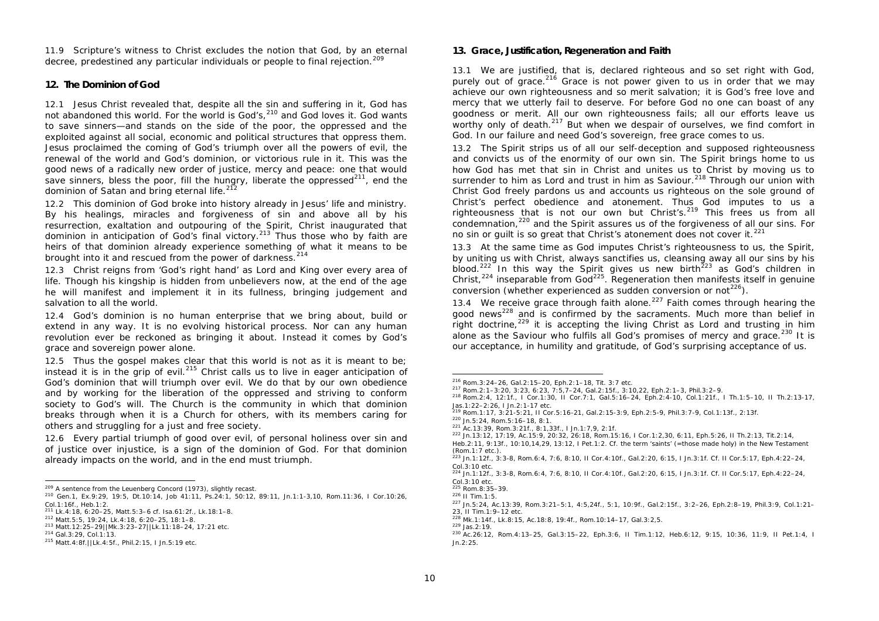11.9 Scripture's witness to Christ excludes the notion that God, by an eternal decree, predestined any particular individuals or people to final rejection.[209]

### 12. The Dominion of God

12.1 Jesus Christ revealed that, despite all the sin and suffering in it, God has not abandoned this world. For the world is God's,[210] and God loves it. God wants to save sinners—and stands on the side of the poor, the oppressed and the exploited against all social, economic and political structures that oppress them. Jesus proclaimed the coming of God's triumph over all the powers of evil, the renewal of the world and God's dominion, or victorious rule in it. This was the good news of a radically new order of justice, mercy and peace: one that would save sinners, bless the poor, fill the hungry, liberate the oppressed[211], end the dominion of Satan and bring eternal life.[212]

12.2 This dominion of God broke into history already in Jesus' life and ministry. By his healings, miracles and forgiveness of sin and above all by his resurrection, exaltation and outpouring of the Spirit, Christ inaugurated that dominion in anticipation of God's final victory.[213] Thus those who by faith are heirs of that dominion already experience something of what it means to be brought into it and rescued from the power of darkness.[214]

12.3 Christ reigns from 'God's right hand' as Lord and King over every area of life. Though his kingship is hidden from unbelievers now, at the end of the age he will manifest and implement it in its fullness, bringing judgement and salvation to all the world.

12.4 God's dominion is no human enterprise that we bring about, build or extend in any way. It is no evolving historical process. Nor can any human revolution ever be reckoned as bringing it about. Instead it comes by God's grace and sovereign power alone.

12.5 Thus the gospel makes clear that this world is not as it is meant to be; instead it is in the grip of evil.[215] Christ calls us to live in eager anticipation of God's dominion that will triumph over evil. We do that by our own obedience and by working for the liberation of the oppressed and striving to conform society to God's will. The Church is the community in which that dominion breaks through when it is a Church for others, with its members caring for others and struggling for a just and free society.

12.6 Every partial triumph of good over evil, of personal holiness over sin and of justice over injustice, is a sign of the dominion of God. For that dominion already impacts on the world, and in the end must triumph.

[209] A sentence from the Leuenberg Concord (1973), slightly recast.
[210] Gen.1, Ex.9:29, 19:5, Dt.10:14, Job 41:11, Ps.24:1, 50:12, 89:11, Jn.1:1-3,10, Rom.11:36, I Cor.10:26, Col.1:16f., Heb.1:2.
[211] Lk.4:18, 6:20–25, Matt.5:3–6 cf. Isa.61:2f., Lk.18:1–8.
[212] Matt.5:5, 19:24, Lk.4:18, 6:20–25, 18:1–8.
[213] Matt.12:25–29||Mk.3:23–27||Lk.11:18–24, 17:21 etc.
[214] Gal.3:29, Col.1:13.
[215] Matt.4:8f.||Lk.4:5f., Phil.2:15, I Jn.5:19 etc.

### 13. Grace, Justification, Regeneration and Faith

13.1 We are justified, that is, declared righteous and so set right with God, purely out of grace.[216] Grace is not power given to us in order that we may achieve our own righteousness and so merit salvation; it is God's free love and mercy that we utterly fail to deserve. For before God no one can boast of any goodness or merit. All our own righteousness fails; all our efforts leave us worthy only of death.[217] But when we despair of ourselves, we find comfort in God. In our failure and need God's sovereign, free grace comes to us.

13.2 The Spirit strips us of all our self-deception and supposed righteousness and convicts us of the enormity of our own sin. The Spirit brings home to us how God has met that sin in Christ and unites us to Christ by moving us to surrender to him as Lord and trust in him as Saviour.[218] Through our union with Christ God freely pardons us and accounts us righteous on the sole ground of Christ's perfect obedience and atonement. Thus God imputes to us a righteousness that is not our own but Christ's.[219] This frees us from all condemnation,[220] and the Spirit assures us of the forgiveness of all our sins. For no sin or guilt is so great that Christ's atonement does not cover it.[221]

13.3 At the same time as God imputes Christ's righteousness to us, the Spirit, by uniting us with Christ, always sanctifies us, cleansing away all our sins by his blood.[222] In this way the Spirit gives us new birth[223] as God's children in Christ,[224] inseparable from God[225]. Regeneration then manifests itself in genuine conversion (whether experienced as sudden conversion or not[226]).

13.4 We receive grace through faith alone.[227] Faith comes through hearing the good news[228] and is confirmed by the sacraments. Much more than belief in right doctrine,[229] it is accepting the living Christ as Lord and trusting in him alone as the Saviour who fulfils all God's promises of mercy and grace.[230] It is our acceptance, in humility and gratitude, of God's surprising acceptance of us.

[216] Rom.3:24–26, Gal.2:15–20, Eph.2:1–18, Tit. 3:7 etc.
[217] Rom.2:1–3:20, 3:23, 6:23, 7:5,7–24, Gal.2:15f., 3:10,22, Eph.2:1–3, Phil.3:2–9.
[218] Rom.2:4, 12:1f., I Cor.1:30, II Cor.7:1, Gal.5:16–24, Eph.2:4-10, Col.1:21f., I Th.1:5–10, II Th.2:13-17, Jas.1:22–2:26, I Jn.2:1-17 etc.
[219] Rom.1:17, 3:21-5:21, II Cor.5:16-21, Gal.2:15-3:9, Eph.2:5-9, Phil.3:7-9, Col.1:13f., 2:13f.
[220] Jn.5:24, Rom.5:16–18, 8:1.
[221] Ac.13:39, Rom.3:21f., 8:1,33f., I Jn.1:7,9, 2:1f.
[222] Jn.13:12, 17:19, Ac.15:9, 20:32, 26:18, Rom.15:16, I Cor.1:2,30, 6:11, Eph.5:26, II Th.2:13, Tit.2:14, Heb.2:11, 9:13f., 10:10,14,29, 13:12, I Pet.1:2. Cf. the term 'saints' (=those made holy) in the New Testament (Rom.1:7 etc.).
[223] Jn.1:12f., 3:3-8, Rom.6:4, 7:6, 8:10, II Cor.4:10f., Gal.2:20, 6:15, I Jn.3:1f. Cf. II Cor.5:17, Eph.4:22–24, Col.3:10 etc.
[224] Jn.1:12f., 3:3-8, Rom.6:4, 7:6, 8:10, II Cor.4:10f., Gal.2:20, 6:15, I Jn.3:1f. Cf. II Cor.5:17, Eph.4:22–24, Col.3:10 etc.
[225] Rom.8:35–39.
[226] II Tim.1:5.
[227] Jn.5:24, Ac.13:39, Rom.3:21–5:1, 4:5,24f., 5:1, 10:9f., Gal.2:15f., 3:2–26, Eph.2:8–19, Phil.3:9, Col.1:21–23, II Tim.1:9–12 etc.
[228] Mk.1:14f., Lk.8:15, Ac.18:8, 19:4f., Rom.10:14–17, Gal.3:2,5.
[229] Jas.2:19.
[230] Ac.26:12, Rom.4:13–25, Gal.3:15–22, Eph.3:6, II Tim.1:12, Heb.6:12, 9:15, 10:36, 11:9, II Pet.1:4, I Jn.2:25.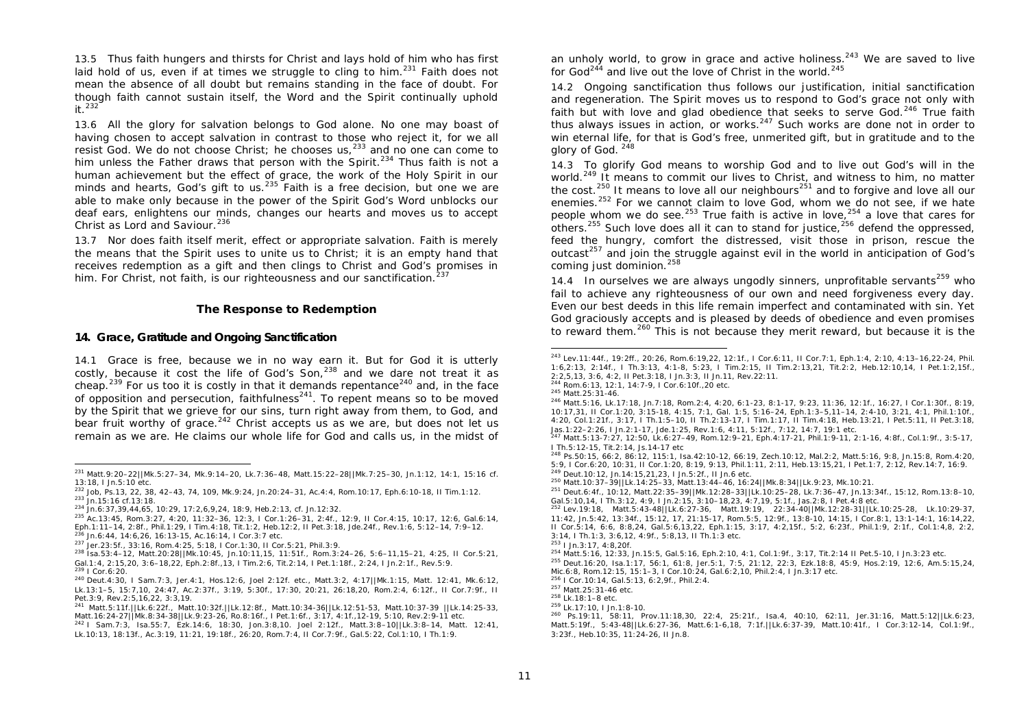13.5 Thus faith hungers and thirsts for Christ and lays hold of him who has first laid hold of us, even if at times we struggle to cling to him.[231] Faith does not mean the absence of all doubt but remains standing in the face of doubt. For though faith cannot sustain itself, the Word and the Spirit continually uphold it.[232]

13.6 All the glory for salvation belongs to God alone. No one may boast of having chosen to accept salvation in contrast to those who reject it, for we all resist God. We do not choose Christ; he chooses us,[233] and no one can come to him unless the Father draws that person with the Spirit.[234] Thus faith is not a human achievement but the effect of grace, the work of the Holy Spirit in our minds and hearts, God's gift to us.[235] Faith is a free decision, but one we are able to make only because in the power of the Spirit God's Word unblocks our deaf ears, enlightens our minds, changes our hearts and moves us to accept Christ as Lord and Saviour.[236]

13.7 Nor does faith itself merit, effect or appropriate salvation. Faith is merely the means that the Spirit uses to unite us to Christ; it is an empty hand that receives redemption as a gift and then clings to Christ and God's promises in him. For Christ, not faith, is our righteousness and our sanctification.[237]

## The Response to Redemption

### 14. Grace, Gratitude and Ongoing Sanctification

14.1 Grace is free, because we in no way earn it. But for God it is utterly costly, because it cost the life of God's Son,[238] and we dare not treat it as cheap.[239] For us too it is costly in that it demands repentance[240] and, in the face of opposition and persecution, faithfulness[241]. To repent means so to be moved by the Spirit that we grieve for our sins, turn right away from them, to God, and bear fruit worthy of grace.[242] Christ accepts us as we are, but does not let us remain as we are. He claims our whole life for God and calls us, in the midst of an unholy world, to grow in grace and active holiness.[243] We are saved to live for God[244] and live out the love of Christ in the world.[245]

14.2 Ongoing sanctification thus follows our justification, initial sanctification and regeneration. The Spirit moves us to respond to God's grace not only with faith but with love and glad obedience that seeks to serve God.[246] True faith thus always issues in action, or works.[247] Such works are done not in order to win eternal life, for that is God's free, unmerited gift, but in gratitude and to the glory of God.[248]

14.3 To glorify God means to worship God and to live out God's will in the world.[249] It means to commit our lives to Christ, and witness to him, no matter the cost.[250] It means to love all our neighbours[251] and to forgive and love all our enemies.[252] For we cannot claim to love God, whom we do not see, if we hate people whom we do see.[253] True faith is active in love,[254] a love that cares for others.[255] Such love does all it can to stand for justice,[256] defend the oppressed, feed the hungry, comfort the distressed, visit those in prison, rescue the outcast[257] and join the struggle against evil in the world in anticipation of God's coming just dominion.[258]

14.4 In ourselves we are always ungodly sinners, unprofitable servants[259] who fail to achieve any righteousness of our own and need forgiveness every day. Even our best deeds in this life remain imperfect and contaminated with sin. Yet God graciously accepts and is pleased by deeds of obedience and even promises to reward them.[260] This is not because they merit reward, but because it is the

---

[231] Matt.9:20–22||Mk.5:27–34, Mk.9:14–20, Lk.7:36–48, Matt.15:22–28||Mk.7:25–30, Jn.1:12, 14:1, 15:16 cf. 13:18, I Jn.5:10 etc.
[232] Job, Ps.13, 22, 38, 42–43, 74, 109, Mk.9:24, Jn.20:24–31, Ac.4:4, Rom.10:17, Eph.6:10-18, II Tim.1:12.
[233] Jn.15:16 cf.13:18.
[234] Jn.6:37,39,44,65, 10:29, 17:2,6,9,24, 18:9, Heb.2:13, cf. Jn.12:32.
[235] Ac.13:45, Rom.3:27, 4:20, 11:32–36, 12:3, I Cor.1:26–31, 2:4f., 12:9, II Cor.4:15, 10:17, 12:6, Gal.6:14, Eph.1:11–14, 2:8f., Phil.1:29, I Tim.4:18, Tit.1:2, Heb.12:2, II Pet.3:18, Jde.24f., Rev.1:6, 5:12–14, 7:9–12.
[236] Jn.6:44, 14:6,26, 16:13-15, Ac.16:14, I Cor.3:7 etc.
[237] Jer.23:5f., 33:16, Rom.4:25, 5:18, I Cor.1:30, II Cor.5:21, Phil.3:9.
[238] Isa.53:4–12, Matt.20:28||Mk.10:45, Jn.10:11,15, 11:51f., Rom.3:24–26, 5:6–11,15–21, 4:25, II Cor.5:21, Gal.1:4, 2:15,20, 3:6–18,22, Eph.2:8f.,13, I Tim.2:6, Tit.2:14, I Pet.1:18f., 2:24, I Jn.2:1f., Rev.5:9.
[239] I Cor.6:20.
[240] Deut.4:30, I Sam.7:3, Jer.4:1, Hos.12:6, Joel 2:12f. etc., Matt.3:2, 4:17||Mk.1:15, Matt. 12:41, Mk.6:12, Lk.13:1–5, 15:7,10, 24:47, Ac.2:37f., 3:19, 5:30f., 17:30, 20:21, 26:18,20, Rom.2:4, 6:12f., II Cor.7:9f., II Pet.3:9, Rev.2:5,16,22, 3:3,19.
[241] Matt.5:11f.||Lk.6:22f., Matt.10:32f.||Lk.12:8f., Matt.10:34-36||Lk.12:51-53, Matt.10:37-39 ||Lk.14:25-33, Matt.16:24-27||Mk.8:34-38||Lk.9:23-26, Ro.8:16f., I Pet.1:6f., 3:17, 4:1f.,12-19, 5:10, Rev.2:9-11 etc.
[242] I Sam.7:3, Isa.55:7, Ezk.14:6, 18:30, Jon.3:8,10. Joel 2:12f., Matt.3:8–10||Lk.3:8–14, Matt. 12:41, Lk.10:13, 18:13f., Ac.3:19, 11:21, 19:18f., 26:20, Rom.7:4, II Cor.7:9f., Gal.5:22, Col.1:10, I Th.1:9.
[243] Lev.11:44f., 19:2ff., 20:26, Rom.6:19,22, 12:1f., I Cor.6:11, II Cor.7:1, Eph.1:4, 2:10, 4:13–16,22-24, Phil. 1:6,2:13, 2:14f., I Th.3:13, 4:1-8, 5:23, I Tim.2:15, II Tim.2:13,21, Tit.2:2, Heb.12:10,14, I Pet.1:2,15f., 2:2,5,13, 3:6, 4:2, II Pet.3:18, I Jn.3:3, II Jn.11, Rev.22:11.
[244] Rom.6:13, 12:1, 14:7-9, I Cor.6:10f.,20 etc.
[245] Matt.25:31-46.
[246] Matt.5:16, Lk.17:18, Jn.7:18, Rom.2:4, 4:20, 6:1-23, 8:1-17, 9:23, 11:36, 12:1f., 16:27, I Cor.1:30f., 8:19, 10:17,31, II Cor.1:20, 3:15-18, 4:15, 7:1, Gal. 1:5, 5:16–24, Eph.1:3–5,11–14, 2:4-10, 3:21, 4:1, Phil.1:10f., 4:20, Col.1:21f., 3:17, I Th.1:5–10, II Th.2:13-17, I Tim.1:17, II Tim.4:18, Heb.13:21, I Pet.5:11, II Pet.3:18, Jas.1:22–2:26, I Jn.2:1-17, Jde.1:25, Rev.1:6, 4:11, 5:12f., 7:12, 14:7, 19:1 etc.
[247] Matt.5:13-7:27, 12:50, Lk.6:27–49, Rom.12:9–21, Eph.4:17-21, Phil.1:9-11, 2:1-16, 4:8f., Col.1:9f., 3:5-17, I Th.5:12-15, Tit.2:14, Js.14-17 etc
[248] Ps.50:15, 66:2, 86:12, 115:1, Isa.42:10-12, 66:19, Zech.10:12, Mal.2:2, Matt.5:16, 9:8, Jn.15:8, Rom.4:20, 5:9, I Cor.6:20, 10:31, II Cor.1:20, 8:19, 9:13, Phil.1:11, 2:11, Heb.13:15,21, I Pet.1:7, 2:12, Rev.14:7, 16:9.
[249] Deut.10:12, Jn.14:15,21,23, I Jn.5:2f., II Jn.6 etc.
[250] Matt.10:37–39||Lk.14:25–33, Matt.13:44–46, 16:24||Mk.8:34||Lk.9:23, Mk.10:21.
[251] Deut.6:4f., 10:12, Matt.22:35–39||Mk.12:28–33||Lk.10:25–28, Lk.7:36–47, Jn.13:34f., 15:12, Rom.13:8–10, Gal.5:10,14, I Th.3:12, 4:9, I Jn.2:15, 3:10–18,23, 4:7,19, 5:1f., Jas.2:8, I Pet.4:8 etc.
[252] Lev.19:18, Matt.5:43-48||Lk.6:27-36, Matt.19:19, 22:34-40||Mk.12:28-31||Lk.10:25-28, Lk.10:29-37, 11:42, Jn.5:42, 13:34f., 15:12, 17, 21:15-17, Rom.5:5, 12:9f., 13:8-10, 14:15, I Cor.8:1, 13:1-14:1, 16:14,22, II Cor.5:14, 6:6, 8:8,24, Gal.5:6,13,22, Eph.1:15, 3:17, 4:2,15f., 5:2, 6:23f., Phil.1:9, 2:1f., Col.1:4,8, 2:2, 3:14, I Th.1:3, 3:6,12, 4:9f., 5:8,13, II Th.1:3 etc.
[253] I Jn.3:17, 4:8,20f.
[254] Matt.5:16, 12:33, Jn.15:5, Gal.5:16, Eph.2:10, 4:1, Col.1:9f., 3:17, Tit.2:14 II Pet.5-10, I Jn.3:23 etc.
[255] Deut.16:20, Isa.1:17, 56:1, 61:8, Jer.5:1, 7:5, 21:12, 22:3, Ezk.18:8, 45:9, Hos.2:19, 12:6, Am.5:15,24, Mic.6:8, Rom.12:15, 15:1–3, I Cor.10:24, Gal.6:2,10, Phil.2:4, I Jn.3:17 etc.
[256] I Cor.10:14, Gal.5:13, 6:2,9f., Phil.2:4.
[257] Matt.25:31-46 etc.
[258] Lk.18:1–8 etc.
[259] Lk.17:10, I Jn.1:8-10.
[260] Ps.19:11, 58:11, Prov.11:18,30, 22:4, 25:21f., Isa.4, 40:10, 62:11, Jer.31:16, Matt.5:12||Lk.6:23, Matt.5:19f., 5:43-48||Lk.6:27-36, Matt.6:1-6,18, 7:1f.||Lk.6:37-39, Matt.10:41f., I Cor.3:12-14, Col.1:9f., 3:23f., Heb.10:35, 11:24-26, II Jn.8.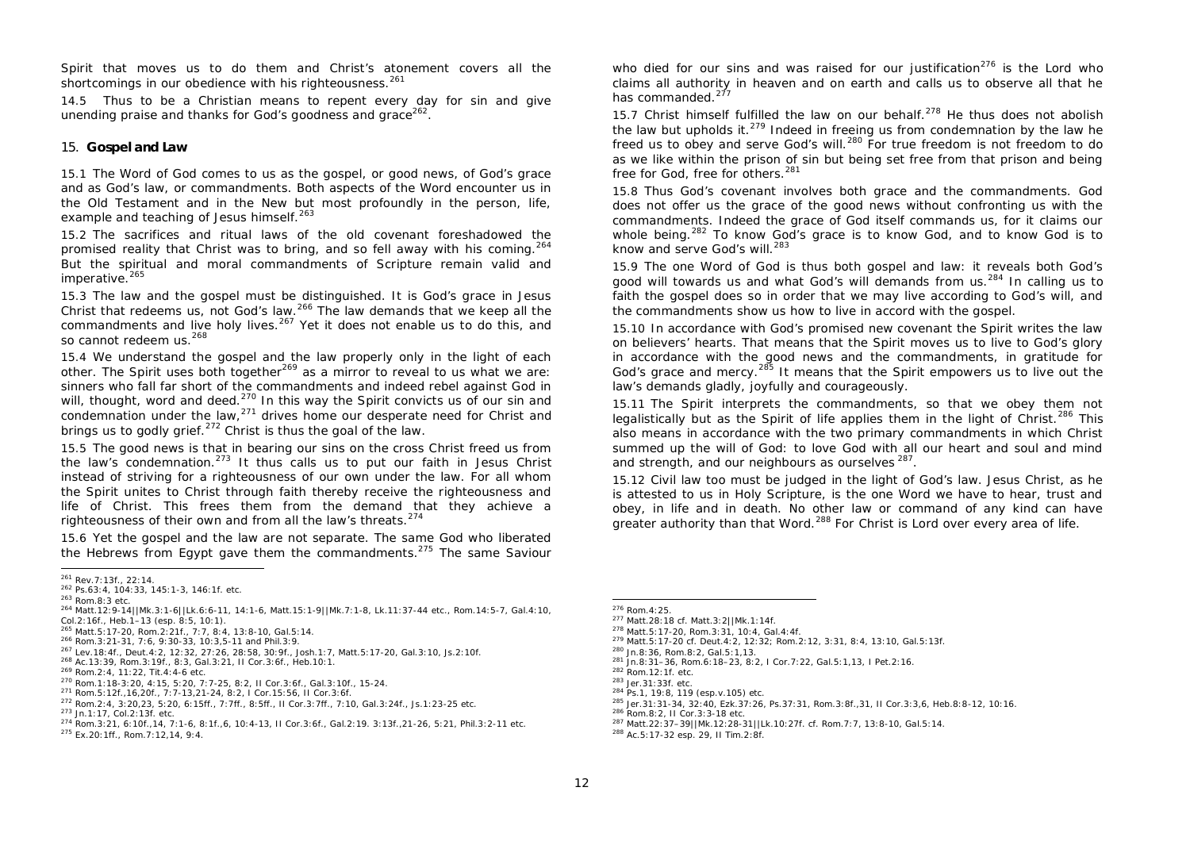Spirit that moves us to do them and Christ's atonement covers all the shortcomings in our obedience with his righteousness.[261]

14.5 Thus to be a Christian means to repent every day for sin and give unending praise and thanks for God's goodness and grace[262].

## 15. **Gospel and Law**

15.1 The Word of God comes to us as the gospel, or good news, of God's grace and as God's law, or commandments. Both aspects of the Word encounter us in the Old Testament and in the New but most profoundly in the person, life, example and teaching of Jesus himself.[263]

15.2 The sacrifices and ritual laws of the old covenant foreshadowed the promised reality that Christ was to bring, and so fell away with his coming.[264] But the spiritual and moral commandments of Scripture remain valid and imperative.[265]

15.3 The law and the gospel must be distinguished. It is God's grace in Jesus Christ that redeems us, not God's law.[266] The law demands that we keep all the commandments and live holy lives.[267] Yet it does not enable us to do this, and so cannot redeem us.[268]

15.4 We understand the gospel and the law properly only in the light of each other. The Spirit uses both together[269] as a mirror to reveal to us what we are: sinners who fall far short of the commandments and indeed rebel against God in will, thought, word and deed.[270] In this way the Spirit convicts us of our sin and condemnation under the law,[271] drives home our desperate need for Christ and brings us to godly grief.[272] Christ is thus the goal of the law.

15.5 The good news is that in bearing our sins on the cross Christ freed us from the law's condemnation.[273] It thus calls us to put our faith in Jesus Christ instead of striving for a righteousness of our own under the law. For all whom the Spirit unites to Christ through faith thereby receive the righteousness and life of Christ. This frees them from the demand that they achieve a righteousness of their own and from all the law's threats.[274]

15.6 Yet the gospel and the law are not separate. The same God who liberated the Hebrews from Egypt gave them the commandments.[275] The same Saviour who died for our sins and was raised for our justification[276] is the Lord who claims all authority in heaven and on earth and calls us to observe all that he has commanded.[277]

15.7 Christ himself fulfilled the law on our behalf.[278] He thus does not abolish the law but upholds it.[279] Indeed in freeing us from condemnation by the law he freed us to obey and serve God's will.[280] For true freedom is not freedom to do as we like within the prison of sin but being set free from that prison and being free for God, free for others.[281]

15.8 Thus God's covenant involves both grace and the commandments. God does not offer us the grace of the good news without confronting us with the commandments. Indeed the grace of God itself commands us, for it claims our whole being.[282] To know God's grace is to know God, and to know God is to know and serve God's will.[283]

15.9 The one Word of God is thus both gospel and law: it reveals both God's good will towards us and what God's will demands from us.[284] In calling us to faith the gospel does so in order that we may live according to God's will, and the commandments show us how to live in accord with the gospel.

15.10 In accordance with God's promised new covenant the Spirit writes the law on believers' hearts. That means that the Spirit moves us to live to God's glory in accordance with the good news and the commandments, in gratitude for God's grace and mercy.[285] It means that the Spirit empowers us to live out the law's demands gladly, joyfully and courageously.

15.11 The Spirit interprets the commandments, so that we obey them not legalistically but as the Spirit of life applies them in the light of Christ.[286] This also means in accordance with the two primary commandments in which Christ summed up the will of God: to love God with all our heart and soul and mind and strength, and our neighbours as ourselves[287].

15.12 Civil law too must be judged in the light of God's law. Jesus Christ, as he is attested to us in Holy Scripture, is the one Word we have to hear, trust and obey, in life and in death. No other law or command of any kind can have greater authority than that Word.[288] For Christ is Lord over every area of life.

---

[261] Rev.7:13f., 22:14.
[262] Ps.63:4, 104:33, 145:1-3, 146:1f. etc.
[263] Rom.8:3 etc.
[264] Matt.12:9-14||Mk.3:1-6||Lk.6:6-11, 14:1-6, Matt.15:1-9||Mk.7:1-8, Lk.11:37-44 etc., Rom.14:5-7, Gal.4:10, Col.2:16f., Heb.1–13 (esp. 8:5, 10:1).
[265] Matt.5:17-20, Rom.2:21f., 7:7, 8:4, 13:8-10, Gal.5:14.
[266] Rom.3:21-31, 7:6, 9:30-33, 10:3,5-11 and Phil.3:9.
[267] Lev.18:4f., Deut.4:2, 12:32, 27:26, 28:58, 30:9f., Josh.1:7, Matt.5:17-20, Gal.3:10, Js.2:10f.
[268] Ac.13:39, Rom.3:19f., 8:3, Gal.3:21, II Cor.3:6f., Heb.10:1.
[269] Rom.2:4, 11:22, Tit.4:4-6 etc.
[270] Rom.1:18-3:20, 4:15, 5:20, 7:7-25, 8:2, II Cor.3:6f., Gal.3:10f., 15-24.
[271] Rom.5:12f.,16,20f., 7:7-13,21-24, 8:2, I Cor.15:56, II Cor.3:6f.
[272] Rom.2:4, 3:20,23, 5:20, 6:15ff., 7:7ff., 8:5ff., II Cor.3:7ff., 7:10, Gal.3:24f., Js.1:23-25 etc.
[273] Jn.1:17, Col.2:13f. etc.
[274] Rom.3:21, 6:10f.,14, 7:1-6, 8:1f.,6, 10:4-13, II Cor.3:6f., Gal.2:19. 3:13f.,21-26, 5:21, Phil.3:2-11 etc.
[275] Ex.20:1ff., Rom.7:12,14, 9:4.
[276] Rom.4:25.
[277] Matt.28:18 cf. Matt.3:2||Mk.1:14f.
[278] Matt.5:17-20, Rom.3:31, 10:4, Gal.4:4f.
[279] Matt.5:17-20 cf. Deut.4:2, 12:32; Rom.2:12, 3:31, 8:4, 13:10, Gal.5:13f.
[280] Jn.8:36, Rom.8:2, Gal.5:1,13.
[281] Jn.8:31–36, Rom.6:18–23, 8:2, I Cor.7:22, Gal.5:1,13, I Pet.2:16.
[282] Rom.12:1f. etc.
[283] Jer.31:33f. etc.
[284] Ps.1, 19:8, 119 (esp.v.105) etc.
[285] Jer.31:31-34, 32:40, Ezk.37:26, Ps.37:31, Rom.3:8f.,31, II Cor.3:3,6, Heb.8:8-12, 10:16.
[286] Rom.8:2, II Cor.3:3-18 etc.
[287] Matt.22:37–39||Mk.12:28-31||Lk.10:27f. cf. Rom.7:7, 13:8-10, Gal.5:14.
[288] Ac.5:17-32 esp. 29, II Tim.2:8f.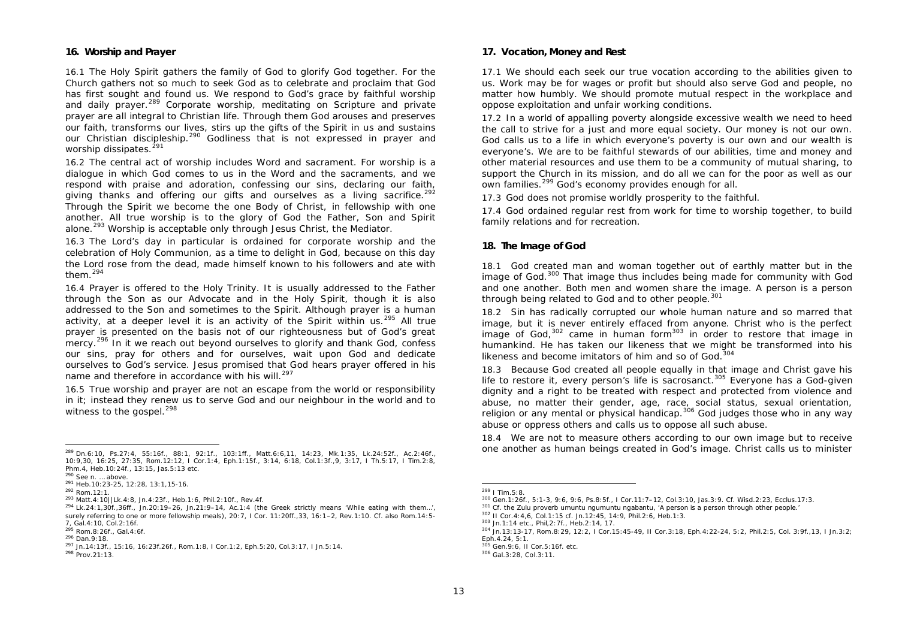## 16. Worship and Prayer

16.1 The Holy Spirit gathers the family of God to glorify God together. For the Church gathers not so much to seek God as to celebrate and proclaim that God has first sought and found us. We respond to God's grace by faithful worship and daily prayer.[289] Corporate worship, meditating on Scripture and private prayer are all integral to Christian life. Through them God arouses and preserves our faith, transforms our lives, stirs up the gifts of the Spirit in us and sustains our Christian discipleship.[290] Godliness that is not expressed in prayer and worship dissipates.[291]

16.2 The central act of worship includes Word and sacrament. For worship is a dialogue in which God comes to us in the Word and the sacraments, and we respond with praise and adoration, confessing our sins, declaring our faith, giving thanks and offering our gifts and ourselves as a living sacrifice.[292] Through the Spirit we become the one Body of Christ, in fellowship with one another. All true worship is to the glory of God the Father, Son and Spirit alone.[293] Worship is acceptable only through Jesus Christ, the Mediator.

16.3 The Lord's day in particular is ordained for corporate worship and the celebration of Holy Communion, as a time to delight in God, because on this day the Lord rose from the dead, made himself known to his followers and ate with them.[294]

16.4 Prayer is offered to the Holy Trinity. It is usually addressed to the Father through the Son as our Advocate and in the Holy Spirit, though it is also addressed to the Son and sometimes to the Spirit. Although prayer is a human activity, at a deeper level it is an activity of the Spirit within us.[295] All true prayer is presented on the basis not of our righteousness but of God's great mercy.[296] In it we reach out beyond ourselves to glorify and thank God, confess our sins, pray for others and for ourselves, wait upon God and dedicate ourselves to God's service. Jesus promised that God hears prayer offered in his name and therefore in accordance with his will.[297]

16.5 True worship and prayer are not an escape from the world or responsibility in it; instead they renew us to serve God and our neighbour in the world and to witness to the gospel.[298]

---

[289] Dn.6:10, Ps.27:4, 55:16f., 88:1, 92:1f., 103:1ff., Matt.6:6,11, 14:23, Mk.1:35, Lk.24:52f., Ac.2:46f., 10:9,30, 16:25, 27:35, Rom.12:12, I Cor.1:4, Eph.1:15f., 3:14, 6:18, Col.1:3f.,9, 3:17, I Th.5:17, I Tim.2:8, Phm.4, Heb.10:24f., 13:15, Jas.5:13 etc.

[290] See n. … above.

[291] Heb.10:23-25, 12:28, 13:1,15-16.

[292] Rom.12:1.

[293] Matt.4:10||Lk.4:8, Jn.4:23f., Heb.1:6, Phil.2:10f., Rev.4f.

[294] Lk.24:1,30f.,36ff., Jn.20:19–26, Jn.21:9–14, Ac.1:4 (the Greek strictly means 'While eating with them…', surely referring to one or more fellowship meals), 20:7, I Cor. 11:20ff.,33, 16:1–2, Rev.1:10. Cf. also Rom.14:5-7, Gal.4:10, Col.2:16f.

[295] Rom.8:26f., Gal.4:6f.

[296] Dan.9:18.

[297] Jn.14:13f., 15:16, 16:23f.26f., Rom.1:8, I Cor.1:2, Eph.5:20, Col.3:17, I Jn.5:14.

[298] Prov.21:13.

## 17. Vocation, Money and Rest

17.1 We should each seek our true vocation according to the abilities given to us. Work may be for wages or profit but should also serve God and people, no matter how humbly. We should promote mutual respect in the workplace and oppose exploitation and unfair working conditions.

17.2 In a world of appalling poverty alongside excessive wealth we need to heed the call to strive for a just and more equal society. Our money is not our own. God calls us to a life in which everyone's poverty is our own and our wealth is everyone's. We are to be faithful stewards of our abilities, time and money and other material resources and use them to be a community of mutual sharing, to support the Church in its mission, and do all we can for the poor as well as our own families.[299] God's economy provides enough for all.

17.3 God does not promise worldly prosperity to the faithful.

17.4 God ordained regular rest from work for time to worship together, to build family relations and for recreation.

## 18. The Image of God

18.1 God created man and woman together out of earthly matter but in the image of God.[300] That image thus includes being made for community with God and one another. Both men and women share the image. A person is a person through being related to God and to other people.[301]

18.2 Sin has radically corrupted our whole human nature and so marred that image, but it is never entirely effaced from anyone. Christ who is the perfect image of God,[302] came in human form[303] in order to restore that image in humankind. He has taken our likeness that we might be transformed into his likeness and become imitators of him and so of God.[304]

18.3 Because God created all people equally in that image and Christ gave his life to restore it, every person's life is sacrosanct.[305] Everyone has a God-given dignity and a right to be treated with respect and protected from violence and abuse, no matter their gender, age, race, social status, sexual orientation, religion or any mental or physical handicap.[306] God judges those who in any way abuse or oppress others and calls us to oppose all such abuse.

18.4 We are not to measure others according to our own image but to receive one another as human beings created in God's image. Christ calls us to minister

---

[299] I Tim.5:8.

[300] Gen.1:26f., 5:1-3, 9:6, 9:6, Ps.8:5f., I Cor.11:7–12, Col.3:10, Jas.3:9. Cf. Wisd.2:23, Ecclus.17:3.

[301] Cf. the Zulu proverb umuntu ngumuntu ngabantu, 'A person is a person through other people.'

[302] II Cor.4:4,6, Col.1:15 cf. Jn.12:45, 14:9, Phil.2:6, Heb.1:3.

[303] Jn.1:14 etc., Phil,2:7f., Heb.2:14, 17.

[304] Jn.13:13-17, Rom.8:29, 12:2, I Cor.15:45-49, II Cor.3:18, Eph.4:22-24, 5:2, Phil.2:5, Col. 3:9f.,13, I Jn.3:2; Eph.4.24, 5:1.

[305] Gen.9:6, II Cor.5:16f. etc.

[306] Gal.3:28, Col.3:11.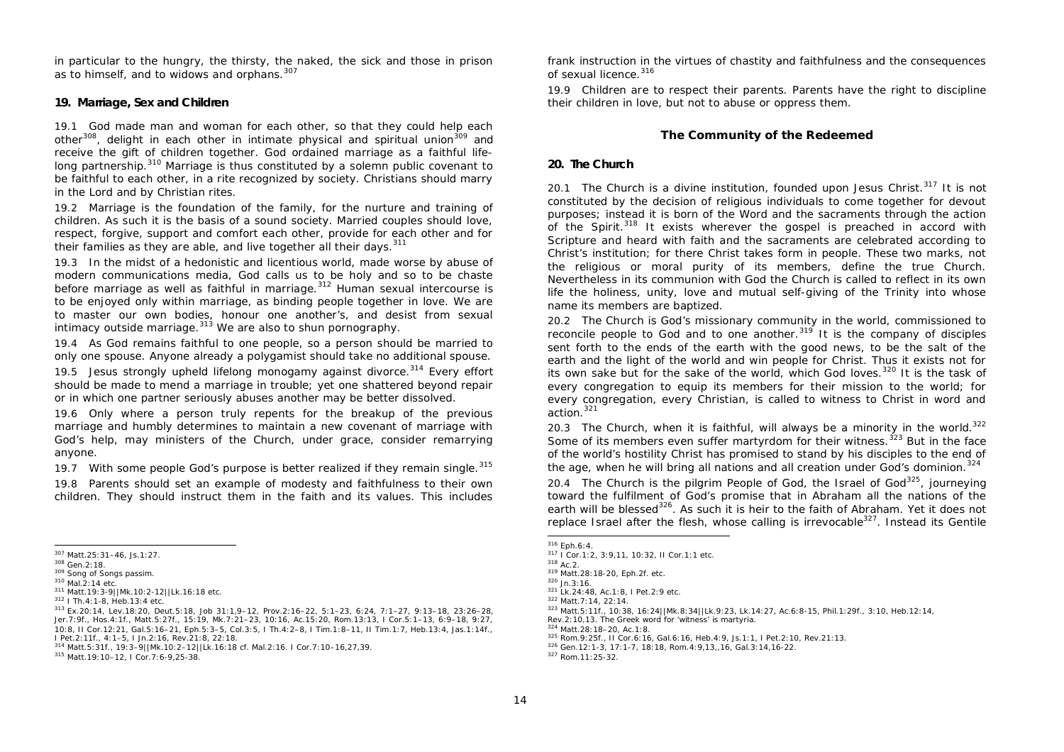in particular to the hungry, the thirsty, the naked, the sick and those in prison as to himself, and to widows and orphans.[307]

**19. Marriage, Sex and Children**

19.1 God made man and woman for each other, so that they could help each other[308], delight in each other in intimate physical and spiritual union[309] and receive the gift of children together. God ordained marriage as a faithful life-long partnership.[310] Marriage is thus constituted by a solemn public covenant to be faithful to each other, in a rite recognized by society. Christians should marry in the Lord and by Christian rites.

19.2 Marriage is the foundation of the family, for the nurture and training of children. As such it is the basis of a sound society. Married couples should love, respect, forgive, support and comfort each other, provide for each other and for their families as they are able, and live together all their days.[311]

19.3 In the midst of a hedonistic and licentious world, made worse by abuse of modern communications media, God calls us to be holy and so to be chaste before marriage as well as faithful in marriage.[312] Human sexual intercourse is to be enjoyed only within marriage, as binding people together in love. We are to master our own bodies, honour one another's, and desist from sexual intimacy outside marriage.[313] We are also to shun pornography.

19.4 As God remains faithful to one people, so a person should be married to only one spouse. Anyone already a polygamist should take no additional spouse.

19.5 Jesus strongly upheld lifelong monogamy against divorce.[314] Every effort should be made to mend a marriage in trouble; yet one shattered beyond repair or in which one partner seriously abuses another may be better dissolved.

19.6 Only where a person truly repents for the breakup of the previous marriage and humbly determines to maintain a new covenant of marriage with God's help, may ministers of the Church, under grace, consider remarrying anyone.

19.7 With some people God's purpose is better realized if they remain single.[315]

19.8 Parents should set an example of modesty and faithfulness to their own children. They should instruct them in the faith and its values. This includes frank instruction in the virtues of chastity and faithfulness and the consequences of sexual licence.[316]

19.9 Children are to respect their parents. Parents have the right to discipline their children in love, but not to abuse or oppress them.

## The Community of the Redeemed

**20. The Church**

20.1 The Church is a divine institution, founded upon Jesus Christ.[317] It is not constituted by the decision of religious individuals to come together for devout purposes; instead it is born of the Word and the sacraments through the action of the Spirit.[318] It exists wherever the gospel is preached in accord with Scripture and heard with faith and the sacraments are celebrated according to Christ's institution; for there Christ takes form in people. These two marks, not the religious or moral purity of its members, define the true Church. Nevertheless in its communion with God the Church is called to reflect in its own life the holiness, unity, love and mutual self-giving of the Trinity into whose name its members are baptized.

20.2 The Church is God's missionary community in the world, commissioned to reconcile people to God and to one another.[319] It is the company of disciples sent forth to the ends of the earth with the good news, to be the salt of the earth and the light of the world and win people for Christ. Thus it exists not for its own sake but for the sake of the world, which God loves.[320] It is the task of every congregation to equip its members for their mission to the world; for every congregation, every Christian, is called to witness to Christ in word and action.[321]

20.3 The Church, when it is faithful, will always be a minority in the world.[322] Some of its members even suffer martyrdom for their witness.[323] But in the face of the world's hostility Christ has promised to stand by his disciples to the end of the age, when he will bring all nations and all creation under God's dominion.[324]

20.4 The Church is the pilgrim People of God, the Israel of God[325], journeying toward the fulfilment of God's promise that in Abraham all the nations of the earth will be blessed[326]. As such it is heir to the faith of Abraham. Yet it does not replace Israel after the flesh, whose calling is irrevocable[327]. Instead its Gentile

---

[307] Matt.25:31–46, Js.1:27.
[308] Gen.2:18.
[309] Song of Songs passim.
[310] Mal.2:14 etc.
[311] Matt.19:3-9||Mk.10:2-12||Lk.16:18 etc.
[312] I Th.4:1-8, Heb.13:4 etc.
[313] Ex.20:14, Lev.18:20, Deut.5:18, Job 31:1,9–12, Prov.2:16–22, 5:1–23, 6:24, 7:1–27, 9:13–18, 23:26–28, Jer.7:9f., Hos.4:1f., Matt.5:27f., 15:19, Mk.7:21–23, 10:16, Ac.15:20, Rom.13:13, I Cor.5:1–13, 6:9–18, 9:27, 10:8, II Cor.12:21, Gal.5:16–21, Eph.5:3–5, Col.3:5, I Th.4:2–8, I Tim.1:8–11, II Tim.1:7, Heb.13:4, Jas.1:14f., I Pet.2:11f., 4:1–5, I Jn.2:16, Rev.21:8, 22:18.
[314] Matt.5:31f., 19:3–9||Mk.10:2–12||Lk.16:18 cf. Mal.2:16. I Cor.7:10–16,27,39.
[315] Matt.19:10–12, I Cor.7:6-9,25-38.
[316] Eph.6:4.
[317] I Cor.1:2, 3:9,11, 10:32, II Cor.1:1 etc.
[318] Ac.2.
[319] Matt.28:18-20, Eph.2f. etc.
[320] Jn.3:16.
[321] Lk.24:48, Ac.1:8, I Pet.2:9 etc.
[322] Matt.7:14, 22:14.
[323] Matt.5:11f., 10:38, 16:24||Mk.8:34||Lk.9:23, Lk.14:27, Ac.6:8-15, Phil.1:29f., 3:10, Heb.12:14, Rev.2:10,13. The Greek word for 'witness' is martyria.
[324] Matt.28:18–20, Ac.1:8.
[325] Rom.9:25f., II Cor.6:16, Gal.6:16, Heb.4:9, Js.1:1, I Pet.2:10, Rev.21:13.
[326] Gen.12:1-3, 17:1-7, 18:18, Rom.4:9,13,,16, Gal.3:14,16-22.
[327] Rom.11:25-32.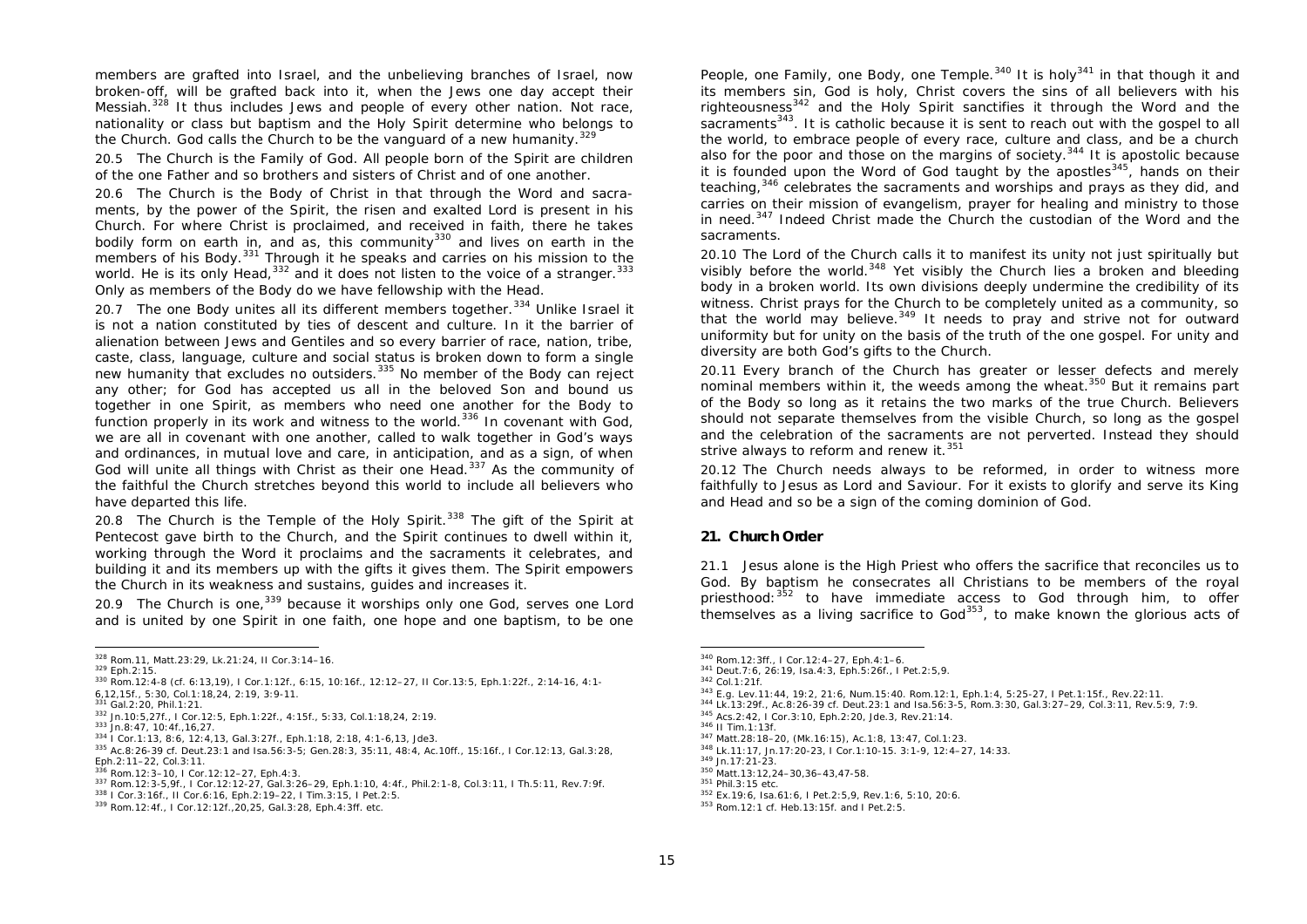members are grafted into Israel, and the unbelieving branches of Israel, now broken-off, will be grafted back into it, when the Jews one day accept their Messiah.[328] It thus includes Jews and people of every other nation. Not race, nationality or class but baptism and the Holy Spirit determine who belongs to the Church. God calls the Church to be the vanguard of a new humanity.[329]

20.5 The Church is the Family of God. All people born of the Spirit are children of the one Father and so brothers and sisters of Christ and of one another.

20.6 The Church is the Body of Christ in that through the Word and sacraments, by the power of the Spirit, the risen and exalted Lord is present in his Church. For where Christ is proclaimed, and received in faith, there he takes bodily form on earth in, and as, this community[330] and lives on earth in the members of his Body.[331] Through it he speaks and carries on his mission to the world. He is its only Head,[332] and it does not listen to the voice of a stranger.[333] Only as members of the Body do we have fellowship with the Head.

20.7 The one Body unites all its different members together.[334] Unlike Israel it is not a nation constituted by ties of descent and culture. In it the barrier of alienation between Jews and Gentiles and so every barrier of race, nation, tribe, caste, class, language, culture and social status is broken down to form a single new humanity that excludes no outsiders.[335] No member of the Body can reject any other; for God has accepted us all in the beloved Son and bound us together in one Spirit, as members who need one another for the Body to function properly in its work and witness to the world.[336] In covenant with God, we are all in covenant with one another, called to walk together in God's ways and ordinances, in mutual love and care, in anticipation, and as a sign, of when God will unite all things with Christ as their one Head.[337] As the community of the faithful the Church stretches beyond this world to include all believers who have departed this life.

20.8 The Church is the Temple of the Holy Spirit.[338] The gift of the Spirit at Pentecost gave birth to the Church, and the Spirit continues to dwell within it, working through the Word it proclaims and the sacraments it celebrates, and building it and its members up with the gifts it gives them. The Spirit empowers the Church in its weakness and sustains, guides and increases it.

20.9 The Church is one,[339] because it worships only one God, serves one Lord and is united by one Spirit in one faith, one hope and one baptism, to be one People, one Family, one Body, one Temple.[340] It is holy[341] in that though it and its members sin, God is holy, Christ covers the sins of all believers with his righteousness[342] and the Holy Spirit sanctifies it through the Word and the sacraments[343]. It is catholic because it is sent to reach out with the gospel to all the world, to embrace people of every race, culture and class, and be a church also for the poor and those on the margins of society.[344] It is apostolic because it is founded upon the Word of God taught by the apostles[345], hands on their teaching,[346] celebrates the sacraments and worships and prays as they did, and carries on their mission of evangelism, prayer for healing and ministry to those in need.[347] Indeed Christ made the Church the custodian of the Word and the sacraments.

20.10 The Lord of the Church calls it to manifest its unity not just spiritually but visibly before the world.[348] Yet visibly the Church lies a broken and bleeding body in a broken world. Its own divisions deeply undermine the credibility of its witness. Christ prays for the Church to be completely united as a community, so that the world may believe.[349] It needs to pray and strive not for outward uniformity but for unity on the basis of the truth of the one gospel. For unity and diversity are both God's gifts to the Church.

20.11 Every branch of the Church has greater or lesser defects and merely nominal members within it, the weeds among the wheat.[350] But it remains part of the Body so long as it retains the two marks of the true Church. Believers should not separate themselves from the visible Church, so long as the gospel and the celebration of the sacraments are not perverted. Instead they should strive always to reform and renew it.[351]

20.12 The Church needs always to be reformed, in order to witness more faithfully to Jesus as Lord and Saviour. For it exists to glorify and serve its King and Head and so be a sign of the coming dominion of God.

## 21. Church Order

21.1 Jesus alone is the High Priest who offers the sacrifice that reconciles us to God. By baptism he consecrates all Christians to be members of the royal priesthood:[352] to have immediate access to God through him, to offer themselves as a living sacrifice to God[353], to make known the glorious acts of

---

[328] Rom.11, Matt.23:29, Lk.21:24, II Cor.3:14–16.
[329] Eph.2:15.
[330] Rom.12:4-8 (cf. 6:13,19), I Cor.1:12f., 6:15, 10:16f., 12:12–27, II Cor.13:5, Eph.1:22f., 2:14-16, 4:1-6,12,15f., 5:30, Col.1:18,24, 2:19, 3:9-11.
[331] Gal.2:20, Phil.1:21.
[332] Jn.10:5,27f., I Cor.12:5, Eph.1:22f., 4:15f., 5:33, Col.1:18,24, 2:19.
[333] Jn.8:47, 10:4f.,16,27.
[334] I Cor.1:13, 8:6, 12:4,13, Gal.3:27f., Eph.1:18, 2:18, 4:1-6,13, Jde3.
[335] Ac.8:26-39 cf. Deut.23:1 and Isa.56:3-5; Gen.28:3, 35:11, 48:4, Ac.10ff., 15:16f., I Cor.12:13, Gal.3:28, Eph.2:11–22, Col.3:11.
[336] Rom.12:3–10, I Cor.12:12–27, Eph.4:3.
[337] Rom.12:3-5,9f., I Cor.12:12-27, Gal.3:26–29, Eph.1:10, 4:4f., Phil.2:1-8, Col.3:11, I Th.5:11, Rev.7:9f.
[338] I Cor.3:16f., II Cor.6:16, Eph.2:19–22, I Tim.3:15, I Pet.2:5.
[339] Rom.12:4f., I Cor.12:12f.,20,25, Gal.3:28, Eph.4:3ff. etc.
[340] Rom.12:3ff., I Cor.12:4–27, Eph.4:1–6.
[341] Deut.7:6, 26:19, Isa.4:3, Eph.5:26f., I Pet.2:5,9.
[342] Col.1:21f.
[343] E.g. Lev.11:44, 19:2, 21:6, Num.15:40. Rom.12:1, Eph.1:4, 5:25-27, I Pet.1:15f., Rev.22:11.
[344] Lk.13:29f., Ac.8:26-39 cf. Deut.23:1 and Isa.56:3-5, Rom.3:30, Gal.3:27–29, Col.3:11, Rev.5:9, 7:9.
[345] Acs.2:42, I Cor.3:10, Eph.2:20, Jde.3, Rev.21:14.
[346] II Tim.1:13f.
[347] Matt.28:18–20, (Mk.16:15), Ac.1:8, 13:47, Col.1:23.
[348] Lk.11:17, Jn.17:20-23, I Cor.1:10-15. 3:1-9, 12:4–27, 14:33.
[349] Jn.17:21-23.
[350] Matt.13:12,24–30,36–43,47-58.
[351] Phil.3:15 etc.
[352] Ex.19:6, Isa.61:6, I Pet.2:5,9, Rev.1:6, 5:10, 20:6.
[353] Rom.12:1 cf. Heb.13:15f. and I Pet.2:5.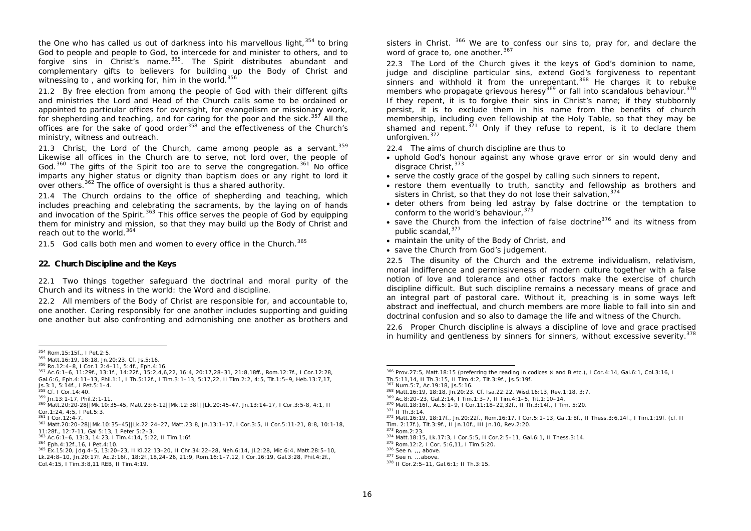the One who has called us out of darkness into his marvellous light,[354] to bring God to people and people to God, to intercede for and minister to others, and to forgive sins in Christ's name.[355]. The Spirit distributes abundant and complementary gifts to believers for building up the Body of Christ and witnessing to , and working for, him in the world.[356]

21.2 By free election from among the people of God with their different gifts and ministries the Lord and Head of the Church calls some to be ordained or appointed to particular offices for oversight, for evangelism or missionary work, for shepherding and teaching, and for caring for the poor and the sick.[357] All the offices are for the sake of good order[358] and the effectiveness of the Church's ministry, witness and outreach.

21.3 Christ, the Lord of the Church, came among people as a servant.[359] Likewise all offices in the Church are to serve, not lord over, the people of God.[360] The gifts of the Spirit too are to serve the congregation.[361] No office imparts any higher status or dignity than baptism does or any right to lord it over others.[362] The office of oversight is thus a shared authority.

21.4 The Church ordains to the office of shepherding and teaching, which includes preaching and celebrating the sacraments, by the laying on of hands and invocation of the Spirit.[363] This office serves the people of God by equipping them for ministry and mission, so that they may build up the Body of Christ and reach out to the world.[364]

21.5 God calls both men and women to every office in the Church.[365]

## 22. Church Discipline and the Keys

22.1 Two things together safeguard the doctrinal and moral purity of the Church and its witness in the world: the Word and discipline.

22.2 All members of the Body of Christ are responsible for, and accountable to, one another. Caring responsibly for one another includes supporting and guiding one another but also confronting and admonishing one another as brothers and sisters in Christ. [366] We are to confess our sins to, pray for, and declare the word of grace to, one another.[367]

22.3 The Lord of the Church gives it the keys of God's dominion to name, judge and discipline particular sins, extend God's forgiveness to repentant sinners and withhold it from the unrepentant.[368] He charges it to rebuke members who propagate grievous heresy[369] or fall into scandalous behaviour.[370] If they repent, it is to forgive their sins in Christ's name; if they stubbornly persist, it is to exclude them in his name from the benefits of church membership, including even fellowship at the Holy Table, so that they may be shamed and repent.[371] Only if they refuse to repent, is it to declare them unforgiven.[372]

22.4 The aims of church discipline are thus to

- uphold God's honour against any whose grave error or sin would deny and disgrace Christ,[373]
- serve the costly grace of the gospel by calling such sinners to repent,
- restore them eventually to truth, sanctity and fellowship as brothers and sisters in Christ, so that they do not lose their salvation,[374]
- deter others from being led astray by false doctrine or the temptation to conform to the world's behaviour,[375]
- save the Church from the infection of false doctrine[376] and its witness from public scandal,[377]
- maintain the unity of the Body of Christ, and
- save the Church from God's judgement.

22.5 The disunity of the Church and the extreme individualism, relativism, moral indifference and permissiveness of modern culture together with a false notion of love and tolerance and other factors make the exercise of church discipline difficult. But such discipline remains a necessary means of grace and an integral part of pastoral care. Without it, preaching is in some ways left abstract and ineffectual, and church members are more liable to fall into sin and doctrinal confusion and so also to damage the life and witness of the Church.

22.6 Proper Church discipline is always a discipline of love and grace practised in humility and gentleness by sinners for sinners, without excessive severity.[378]

---

[354] Rom.15:15f., I Pet.2:5.
[355] Matt.16:19, 18:18, Jn.20:23. Cf. Js.5:16.
[356] Ro.12:4–8, I Cor.1 2:4–11, 5:4f., Eph.4:16.
[357] Ac.6:1–6, 11:29f., 13:1f., 14:22f., 15:2,4,6,22, 16:4, 20:17,28–31, 21:8,18ff., Rom.12:7f., I Cor.12:28, Gal.6:6, Eph.4:11–13, Phil.1:1, I Th.5:12f., I Tim.3:1–13, 5:17,22, II Tim.2:2, 4:5, Tit.1:5–9, Heb.13:7,17, Js.3:1, 5:14f., I Pet.5:1–4.
[358] Cf. I Cor.14:40.
[359] Jn.13:1-17, Phil.2:1-11.
[360] Matt.20:20-28||Mk.10:35-45, Matt.23:6-12||Mk.12:38f.||Lk.20:45-47, Jn.13:14-17, I Cor.3:5-8, 4:1, II Cor.1:24, 4:5, I Pet.5:3.
[361] I Cor.12:4-7.
[362] Matt.20:20–28||Mk.10:35–45||Lk.22:24–27, Matt.23:8, Jn.13:1–17, I Cor.3:5, II Cor.5:11-21, 8:8, 10:1-18, 11:28f., 12:7-11, Gal 5:13, 1 Peter 5:2–3.
[363] Ac.6:1–6, 13:3, 14:23, I Tim.4:14, 5:22, II Tim.1:6f.
[364] Eph.4:12f.,16, I Pet.4:10.
[365] Ex.15:20, Jdg.4–5, 13:20–23, II Ki.22:13–20, II Chr.34:22–28, Neh.6:14, Jl.2:28, Mic.6:4, Matt.28:5–10, Lk.24:8–10, Jn.20:17f. Ac.2:16f., 18:2f.,18,24–26, 21:9, Rom.16:1–7,12, I Cor.16:19, Gal.3:28, Phil.4:2f., Col.4:15, I Tim.3:8,11 REB, II Tim.4:19.
[366] Prov.27:5, Matt.18:15 (preferring the reading in codices א and B etc.), I Cor.4:14, Gal.6:1, Col.3:16, I Th.5:11,14, II Th.3:15, II Tim.4:2, Tit.3:9f., Js.5:19f.
[367] Num.5:7, Ac.19:18, Js.5:16.
[368] Matt.16:19, 18:18, Jn.20:23. Cf. Isa.22:22, Wisd.16:13, Rev.1:18, 3:7.
[369] Ac.8:20–23, Gal.2:14, I Tim.1:3–7, II Tim.4:1–5, Tit.1:10–14.
[370] Matt.18:16f., Ac.5:1–9, I Cor.11:18–22,32f., II Th.3:14f., I Tim. 5:20.
[371] II Th.3:14.
[372] Matt.16:19, 18:17f., Jn.20:22f., Rom.16:17, I Cor.5:1–13, Gal.1:8f., II Thess.3:6,14f., I Tim.1:19f. (cf. II Tim. 2:17f.), Tit.3:9f., II Jn.10f., III Jn.10, Rev.2:20.
[373] Rom.2:23.
[374] Matt.18:15, Lk.17:3, I Cor.5:5, II Cor.2:5–11, Gal.6:1, II Thess.3:14.
[375] Rom.12:2, I Cor. 5:6,11, I Tim.5:20.
[376] See n. ,,, above.
[377] See n. … above.
[378] II Cor.2:5–11, Gal.6:1; II Th.3:15.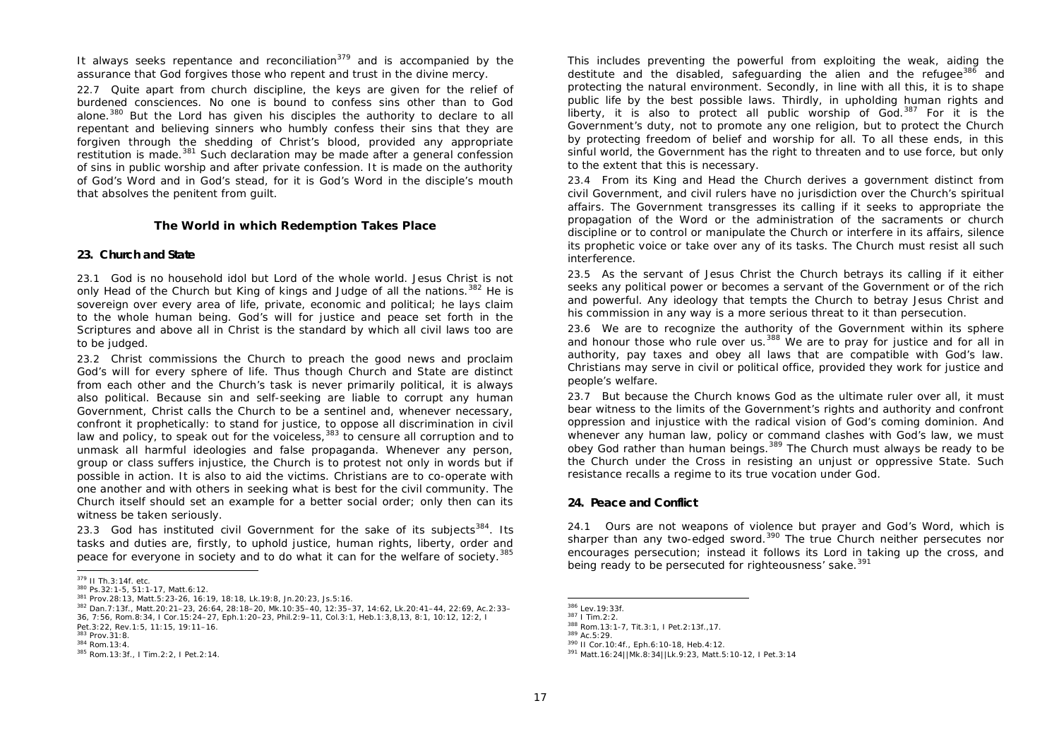It always seeks repentance and reconciliation[379] and is accompanied by the assurance that God forgives those who repent and trust in the divine mercy.

22.7 Quite apart from church discipline, the keys are given for the relief of burdened consciences. No one is bound to confess sins other than to God alone.[380] But the Lord has given his disciples the authority to declare to all repentant and believing sinners who humbly confess their sins that they are forgiven through the shedding of Christ's blood, provided any appropriate restitution is made.[381] Such declaration may be made after a general confession of sins in public worship and after private confession. It is made on the authority of God's Word and in God's stead, for it is God's Word in the disciple's mouth that absolves the penitent from guilt.

### The World in which Redemption Takes Place

#### 23. Church and State

23.1 God is no household idol but Lord of the whole world. Jesus Christ is not only Head of the Church but King of kings and Judge of all the nations.[382] He is sovereign over every area of life, private, economic and political; he lays claim to the whole human being. God's will for justice and peace set forth in the Scriptures and above all in Christ is the standard by which all civil laws too are to be judged.

23.2 Christ commissions the Church to preach the good news and proclaim God's will for every sphere of life. Thus though Church and State are distinct from each other and the Church's task is never primarily political, it is always also political. Because sin and self-seeking are liable to corrupt any human Government, Christ calls the Church to be a sentinel and, whenever necessary, confront it prophetically: to stand for justice, to oppose all discrimination in civil law and policy,[383] to speak out for the voiceless, to censure all corruption and to unmask all harmful ideologies and false propaganda. Whenever any person, group or class suffers injustice, the Church is to protest not only in words but if possible in action. It is also to aid the victims. Christians are to co-operate with one another and with others in seeking what is best for the civil community. The Church itself should set an example for a better social order; only then can its witness be taken seriously.

23.3 God has instituted civil Government for the sake of its subjects[384]. Its tasks and duties are, firstly, to uphold justice, human rights, liberty, order and peace for everyone in society and to do what it can for the welfare of society.[385] This includes preventing the powerful from exploiting the weak, aiding the destitute and the disabled, safeguarding the alien and the refugee[386] and protecting the natural environment. Secondly, in line with all this, it is to shape public life by the best possible laws. Thirdly, in upholding human rights and liberty, it is also to protect all public worship of God.[387] For it is the Government's duty, not to promote any one religion, but to protect the Church by protecting freedom of belief and worship for all. To all these ends, in this sinful world, the Government has the right to threaten and to use force, but only to the extent that this is necessary.

23.4 From its King and Head the Church derives a government distinct from civil Government, and civil rulers have no jurisdiction over the Church's spiritual affairs. The Government transgresses its calling if it seeks to appropriate the propagation of the Word or the administration of the sacraments or church discipline or to control or manipulate the Church or interfere in its affairs, silence its prophetic voice or take over any of its tasks. The Church must resist all such interference.

23.5 As the servant of Jesus Christ the Church betrays its calling if it either seeks any political power or becomes a servant of the Government or of the rich and powerful. Any ideology that tempts the Church to betray Jesus Christ and his commission in any way is a more serious threat to it than persecution.

23.6 We are to recognize the authority of the Government within its sphere and honour those who rule over us.[388] We are to pray for justice and for all in authority, pay taxes and obey all laws that are compatible with God's law. Christians may serve in civil or political office, provided they work for justice and people's welfare.

23.7 But because the Church knows God as the ultimate ruler over all, it must bear witness to the limits of the Government's rights and authority and confront oppression and injustice with the radical vision of God's coming dominion. And whenever any human law, policy or command clashes with God's law, we must obey God rather than human beings.[389] The Church must always be ready to be the Church under the Cross in resisting an unjust or oppressive State. Such resistance recalls a regime to its true vocation under God.

#### 24. Peace and Conflict

24.1 Ours are not weapons of violence but prayer and God's Word, which is sharper than any two-edged sword.[390] The true Church neither persecutes nor encourages persecution; instead it follows its Lord in taking up the cross, and being ready to be persecuted for righteousness' sake.[391]

---

[379] II Th.3:14f. etc.
[380] Ps.32:1-5, 51:1-17, Matt.6:12.
[381] Prov.28:13, Matt.5:23-26, 16:19, 18:18, Lk.19:8, Jn.20:23, Js.5:16.
[382] Dan.7:13f., Matt.20:21–23, 26:64, 28:18–20, Mk.10:35–40, 12:35–37, 14:62, Lk.20:41–44, 22:69, Ac.2:33–36, 7:56, Rom.8:34, I Cor.15:24–27, Eph.1:20–23, Phil.2:9–11, Col.3:1, Heb.1:3,8,13, 8:1, 10:12, 12:2, I Pet.3:22, Rev.1:5, 11:15, 19:11–16.
[383] Prov.31:8.
[384] Rom.13:4.
[385] Rom.13:3f., I Tim.2:2, I Pet.2:14.
[386] Lev.19:33f.
[387] I Tim.2:2.
[388] Rom.13:1-7, Tit.3:1, I Pet.2:13f.,17.
[389] Ac.5:29.
[390] II Cor.10:4f., Eph.6:10-18, Heb.4:12.
[391] Matt.16:24||Mk.8:34||Lk.9:23, Matt.5:10-12, I Pet.3:14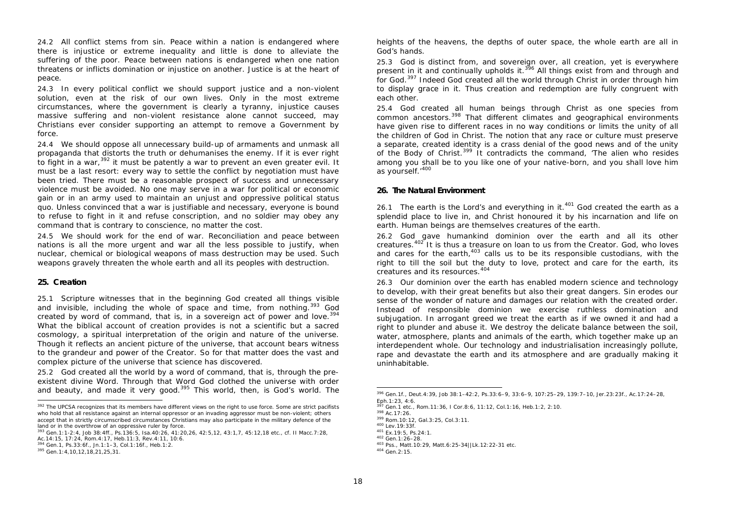24.2 All conflict stems from sin. Peace within a nation is endangered where there is injustice or extreme inequality and little is done to alleviate the suffering of the poor. Peace between nations is endangered when one nation threatens or inflicts domination or injustice on another. Justice is at the heart of peace.

24.3 In every political conflict we should support justice and a non-violent solution, even at the risk of our own lives. Only in the most extreme circumstances, where the government is clearly a tyranny, injustice causes massive suffering and non-violent resistance alone cannot succeed, may Christians ever consider supporting an attempt to remove a Government by force.

24.4 We should oppose all unnecessary build-up of armaments and unmask all propaganda that distorts the truth or dehumanises the enemy. If it is ever right to fight in a war,[392] it must be patently a war to prevent an even greater evil. It must be a last resort: every way to settle the conflict by negotiation must have been tried. There must be a reasonable prospect of success and unnecessary violence must be avoided. No one may serve in a war for political or economic gain or in an army used to maintain an unjust and oppressive political status quo. Unless convinced that a war is justifiable and necessary, everyone is bound to refuse to fight in it and refuse conscription, and no soldier may obey any command that is contrary to conscience, no matter the cost.

24.5 We should work for the end of war. Reconciliation and peace between nations is all the more urgent and war all the less possible to justify, when nuclear, chemical or biological weapons of mass destruction may be used. Such weapons gravely threaten the whole earth and all its peoples with destruction.

**25. Creation**

25.1 Scripture witnesses that in the beginning God created all things visible and invisible, including the whole of space and time, from nothing.[393] God created by word of command, that is, in a sovereign act of power and love.[394] What the biblical account of creation provides is not a scientific but a sacred cosmology, a spiritual interpretation of the origin and nature of the universe. Though it reflects an ancient picture of the universe, that account bears witness to the grandeur and power of the Creator. So for that matter does the vast and complex picture of the universe that science has discovered.

25.2 God created all the world by a word of command, that is, through the pre-existent divine Word. Through that Word God clothed the universe with order and beauty, and made it very good.[395] This world, then, is God's world. The heights of the heavens, the depths of outer space, the whole earth are all in God's hands.

25.3 God is distinct from, and sovereign over, all creation, yet is everywhere present in it and continually upholds it.[396] All things exist from and through and for God.[397] Indeed God created all the world through Christ in order through him to display grace in it. Thus creation and redemption are fully congruent with each other.

25.4 God created all human beings through Christ as one species from common ancestors.[398] That different climates and geographical environments have given rise to different races in no way conditions or limits the unity of all the children of God in Christ. The notion that any race or culture must preserve a separate, created identity is a crass denial of the good news and of the unity of the Body of Christ.[399] It contradicts the command, 'The alien who resides among you shall be to you like one of your native-born, and you shall love him as yourself.'[400]

**26. The Natural Environment**

26.1 The earth is the Lord's and everything in it.[401] God created the earth as a splendid place to live in, and Christ honoured it by his incarnation and life on earth. Human beings are themselves creatures of the earth.

26.2 God gave humankind dominion over the earth and all its other creatures.[402] It is thus a treasure on loan to us from the Creator. God, who loves and cares for the earth,[403] calls us to be its responsible custodians, with the right to till the soil but the duty to love, protect and care for the earth, its creatures and its resources.[404]

26.3 Our dominion over the earth has enabled modern science and technology to develop, with their great benefits but also their great dangers. Sin erodes our sense of the wonder of nature and damages our relation with the created order. Instead of responsible dominion we exercise ruthless domination and subjugation. In arrogant greed we treat the earth as if we owned it and had a right to plunder and abuse it. We destroy the delicate balance between the soil, water, atmosphere, plants and animals of the earth, which together make up an interdependent whole. Our technology and industrialisation increasingly pollute, rape and devastate the earth and its atmosphere and are gradually making it uninhabitable.

---

[392] The UPCSA recognizes that its members have different views on the right to use force. Some are strict pacifists who hold that all resistance against an internal oppressor or an invading aggressor must be non-violent; others accept that in strictly circumscribed circumstances Christians may also participate in the military defence of the land or in the overthrow of an oppressive ruler by force.

[393] Gen.1:1-2:4, Job 38:4ff., Ps.136:5, Isa.40:26, 41:20,26, 42:5,12, 43:1,7, 45:12,18 etc., cf. II Macc.7:28, Ac.14:15, 17:24, Rom.4:17, Heb.11:3, Rev.4:11, 10:6.

[394] Gen.1, Ps.33:6f., Jn.1:1–3, Col.1:16f., Heb.1:2.

[395] Gen.1:4,10,12,18,21,25,31.

[396] Gen.1f., Deut.4:39, Job 38:1–42:2, Ps.33:6–9, 33:6–9, 107:25–29, 139:7–10, Jer.23:23f., Ac.17:24–28, Eph.1:23, 4:6.

[397] Gen.1 etc., Rom.11:36, I Cor.8:6, 11:12, Col.1:16, Heb.1:2, 2:10.

[398] Ac.17:26.

[399] Rom.10:12, Gal.3:25, Col.3:11.

[400] Lev.19:33f.

[401] Ex.19:5, Ps.24:1.

[402] Gen.1:26–28.

[403] Pss., Matt.10:29, Matt.6:25-34||Lk.12:22-31 etc.

[404] Gen.2:15.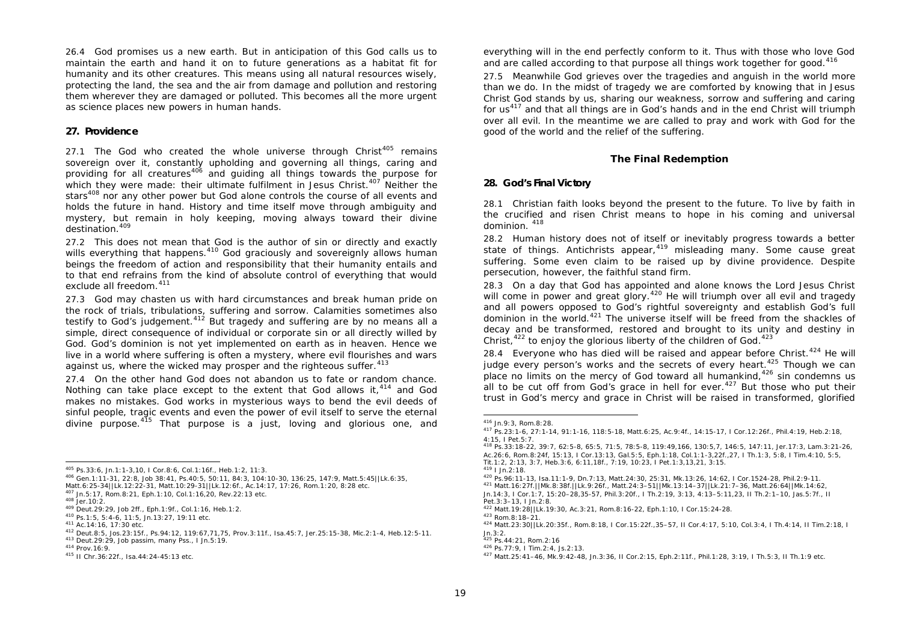26.4 God promises us a new earth. But in anticipation of this God calls us to maintain the earth and hand it on to future generations as a habitat fit for humanity and its other creatures. This means using all natural resources wisely, protecting the land, the sea and the air from damage and pollution and restoring them wherever they are damaged or polluted. This becomes all the more urgent as science places new powers in human hands.

## 27. Providence

27.1 The God who created the whole universe through Christ[405] remains sovereign over it, constantly upholding and governing all things, caring and providing for all creatures[406] and guiding all things towards the purpose for which they were made: their ultimate fulfilment in Jesus Christ.[407] Neither the stars[408] nor any other power but God alone controls the course of all events and holds the future in hand. History and time itself move through ambiguity and mystery, but remain in holy keeping, moving always toward their divine destination.[409]

27.2 This does not mean that God is the author of sin or directly and exactly wills everything that happens.[410] God graciously and sovereignly allows human beings the freedom of action and responsibility that their humanity entails and to that end refrains from the kind of absolute control of everything that would exclude all freedom.[411]

27.3 God may chasten us with hard circumstances and break human pride on the rock of trials, tribulations, suffering and sorrow. Calamities sometimes also testify to God's judgement.[412] But tragedy and suffering are by no means all a simple, direct consequence of individual or corporate sin or all directly willed by God. God's dominion is not yet implemented on earth as in heaven. Hence we live in a world where suffering is often a mystery, where evil flourishes and wars against us, where the wicked may prosper and the righteous suffer.[413]

27.4 On the other hand God does not abandon us to fate or random chance. Nothing can take place except to the extent that God allows it,[414] and God makes no mistakes. God works in mysterious ways to bend the evil deeds of sinful people, tragic events and even the power of evil itself to serve the eternal divine purpose.[415] That purpose is a just, loving and glorious one, and everything will in the end perfectly conform to it. Thus with those who love God and are called according to that purpose all things work together for good.[416]

27.5 Meanwhile God grieves over the tragedies and anguish in the world more than we do. In the midst of tragedy we are comforted by knowing that in Jesus Christ God stands by us, sharing our weakness, sorrow and suffering and caring for us[417] and that all things are in God's hands and in the end Christ will triumph over all evil. In the meantime we are called to pray and work with God for the good of the world and the relief of the suffering.

# The Final Redemption

## 28. God's Final Victory

28.1 Christian faith looks beyond the present to the future. To live by faith in the crucified and risen Christ means to hope in his coming and universal dominion. [418]

28.2 Human history does not of itself or inevitably progress towards a better state of things. Antichrists appear,[419] misleading many. Some cause great suffering. Some even claim to be raised up by divine providence. Despite persecution, however, the faithful stand firm.

28.3 On a day that God has appointed and alone knows the Lord Jesus Christ will come in power and great glory.[420] He will triumph over all evil and tragedy and all powers opposed to God's rightful sovereignty and establish God's full dominion in the world.[421] The universe itself will be freed from the shackles of decay and be transformed, restored and brought to its unity and destiny in Christ,[422] to enjoy the glorious liberty of the children of God.[423]

28.4 Everyone who has died will be raised and appear before Christ.[424] He will judge every person's works and the secrets of every heart.[425] Though we can place no limits on the mercy of God toward all humankind,[426] sin condemns us all to be cut off from God's grace in hell for ever.[427] But those who put their trust in God's mercy and grace in Christ will be raised in transformed, glorified

---

405 Ps.33:6, Jn.1:1-3,10, I Cor.8:6, Col.1:16f., Heb.1:2, 11:3.
406 Gen.1:11-31, 22:8, Job 38:41, Ps.40:5, 50:11, 84:3, 104:10-30, 136:25, 147:9, Matt.5:45||Lk.6:35, Matt.6:25-34||Lk.12:22-31, Matt.10:29-31||Lk.12:6f., Ac.14:17, 17:26, Rom.1:20, 8:28 etc.
407 Jn.5:17, Rom.8:21, Eph.1:10, Col.1:16,20, Rev.22:13 etc.
408 Jer.10:2.
409 Deut.29:29, Job 2ff., Eph.1:9f., Col.1:16, Heb.1:2.
410 Ps.1:5, 5:4-6, 11:5, Jn.13:27, 19:11 etc.
411 Ac.14:16, 17:30 etc.
412 Deut.8:5, Jos.23:15f., Ps.94:12, 119:67,71,75, Prov.3:11f., Isa.45:7, Jer.25:15-38, Mic.2:1-4, Heb.12:5-11.
413 Deut.29:29, Job passim, many Pss., I Jn.5:19.
414 Prov.16:9.
415 II Chr.36:22f., Isa.44:24-45:13 etc.
416 Jn.9:3, Rom.8:28.
417 Ps.23:1-6, 27:1-14, 91:1-16, 118:5-18, Matt.6:25, Ac.9:4f., 14:15-17, I Cor.12:26f., Phil.4:19, Heb.2:18, 4:15, I Pet.5:7.
418 Ps.33:18-22, 39:7, 62:5-8, 65:5, 71:5, 78:5-8, 119:49,166, 130:5,7, 146:5, 147:11, Jer.17:3, Lam.3:21-26, Ac.26:6, Rom.8:24f, 15:13, I Cor.13:13, Gal.5:5, Eph.1:18, Col.1:1-3,22f.,27, I Th.1:3, 5:8, I Tim.4:10, 5:5, Tit.1:2, 2:13, 3:7, Heb.3:6, 6:11,18f., 7:19, 10:23, I Pet.1:3,13,21, 3:15.
419 I Jn.2:18.
420 Ps.96:11-13, Isa.11:1-9, Dn.7:13, Matt.24:30, 25:31, Mk.13:26, 14:62, I Cor.1524-28, Phil.2:9-11.
421 Matt.16:27f.||Mk.8:38f.||Lk.9:26f., Matt.24:3–51||Mk.13:14–37||Lk.21:7–36, Matt.26:64||Mk.14:62, Jn.14:3, I Cor.1:7, 15:20–28,35-57, Phil.3:20f., I Th.2:19, 3:13, 4:13–5:11,23, II Th.2:1–10, Jas.5:7f., II Pet.3:3–13, I Jn.2:8.
422 Matt.19:28||Lk.19:30, Ac.3:21, Rom.8:16-22, Eph.1:10, I Cor.15:24-28.
423 Rom.8:18–21.
424 Matt.23:30||Lk.20:35f., Rom.8:18, I Cor.15:22f.,35–57, II Cor.4:17, 5:10, Col.3:4, I Th.4:14, II Tim.2:18, I Jn.3:2.
425 Ps.44:21, Rom.2:16
426 Ps.77:9, I Tim.2:4, Js.2:13.
427 Matt.25:41–46, Mk.9:42-48, Jn.3:36, II Cor.2:15, Eph.2:11f., Phil.1:28, 3:19, I Th.5:3, II Th.1:9 etc.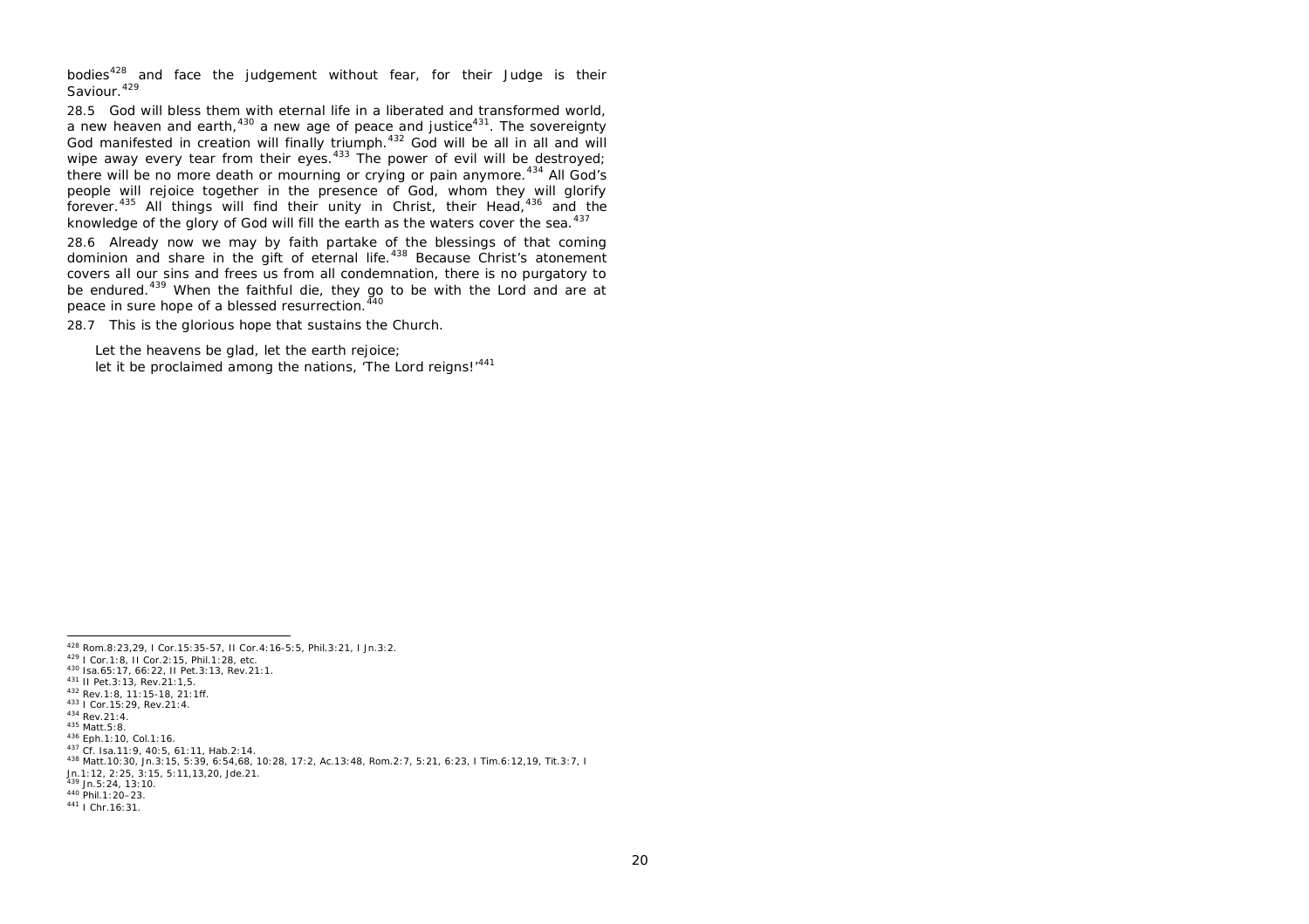bodies[428] and face the judgement without fear, for their Judge is their Saviour.[429]

28.5 God will bless them with eternal life in a liberated and transformed world, a new heaven and earth,[430] a new age of peace and justice[431]. The sovereignty God manifested in creation will finally triumph.[432] God will be all in all and will wipe away every tear from their eyes.[433] The power of evil will be destroyed; there will be no more death or mourning or crying or pain anymore.[434] All God's people will rejoice together in the presence of God, whom they will glorify forever.[435] All things will find their unity in Christ, their Head,[436] and the knowledge of the glory of God will fill the earth as the waters cover the sea.[437]

28.6 Already now we may by faith partake of the blessings of that coming dominion and share in the gift of eternal life.[438] Because Christ's atonement covers all our sins and frees us from all condemnation, there is no purgatory to be endured.[439] When the faithful die, they go to be with the Lord and are at peace in sure hope of a blessed resurrection.[440]

28.7 This is the glorious hope that sustains the Church.

> Let the heavens be glad, let the earth rejoice;
> let it be proclaimed among the nations, 'The Lord reigns!'[441]

---

[428] Rom.8:23,29, I Cor.15:35-57, II Cor.4:16-5:5, Phil.3:21, I Jn.3:2.
[429] I Cor.1:8, II Cor.2:15, Phil.1:28, etc.
[430] Isa.65:17, 66:22, II Pet.3:13, Rev.21:1.
[431] II Pet.3:13, Rev.21:1,5.
[432] Rev.1:8, 11:15-18, 21:1ff.
[433] I Cor.15:29, Rev.21:4.
[434] Rev.21:4.
[435] Matt.5:8.
[436] Eph.1:10, Col.1:16.
[437] Cf. Isa.11:9, 40:5, 61:11, Hab.2:14.
[438] Matt.10:30, Jn.3:15, 5:39, 6:54,68, 10:28, 17:2, Ac.13:48, Rom.2:7, 5:21, 6:23, I Tim.6:12,19, Tit.3:7, I Jn.1:12, 2:25, 3:15, 5:11,13,20, Jde.21.
[439] Jn.5:24, 13:10.
[440] Phil.1:20–23.
[441] I Chr.16:31.